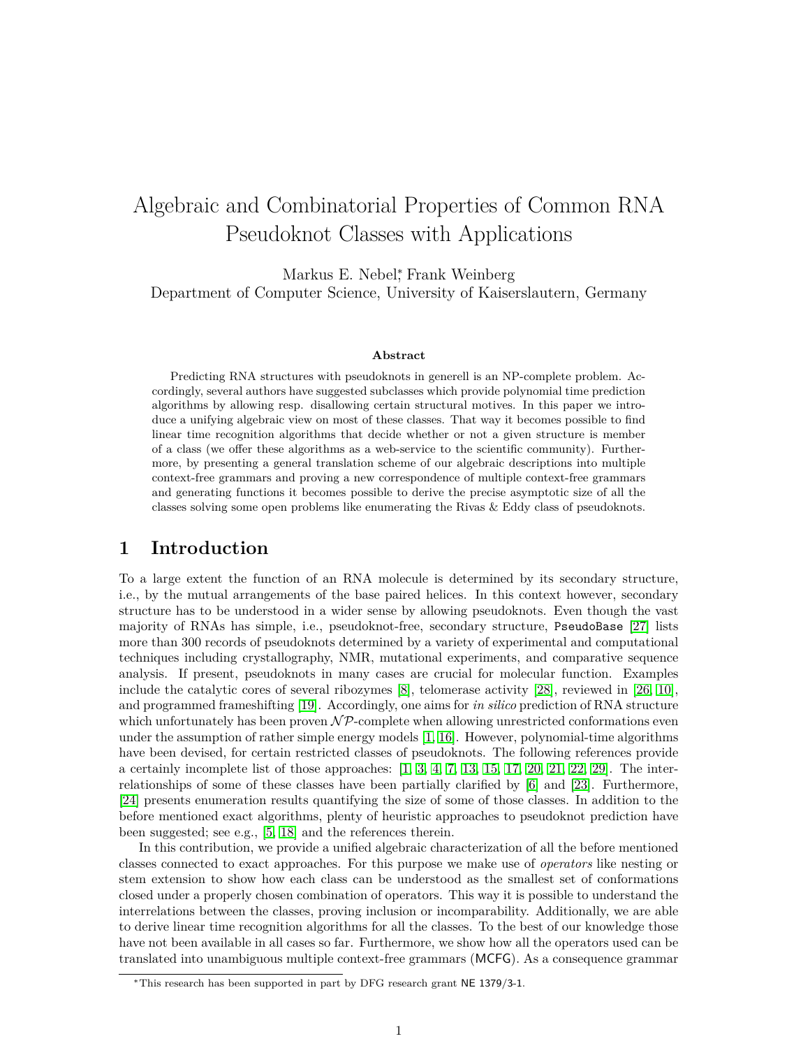# Algebraic and Combinatorial Properties of Common RNA Pseudoknot Classes with Applications

Markus E. Nebel*, Frank Weinberg

Department of Computer Science, University of Kaiserslautern, Germany

**Abstract**

Predicting RNA structures with pseudoknots in generell is an NP-complete problem. Accordingly, several authors have suggested subclasses which provide polynomial time prediction algorithms by allowing resp. disallowing certain structural motives. In this paper we introduce a unifying algebraic view on most of these classes. That way it becomes possible to find linear time recognition algorithms that decide whether or not a given structure is member of a class (we offer these algorithms as a web-service to the scientific community). Furthermore, by presenting a general translation scheme of our algebraic descriptions into multiple context-free grammars and proving a new correspondence of multiple context-free grammars and generating functions it becomes possible to derive the precise asymptotic size of all the classes solving some open problems like enumerating the Rivas & Eddy class of pseudoknots.

## 1 Introduction

To a large extent the function of an RNA molecule is determined by its secondary structure, i.e., by the mutual arrangements of the base paired helices. In this context however, secondary structure has to be understood in a wider sense by allowing pseudoknots. Even though the vast majority of RNAs has simple, i.e., pseudoknot-free, secondary structure, PseudoBase [27] lists more than 300 records of pseudoknots determined by a variety of experimental and computational techniques including crystallography, NMR, mutational experiments, and comparative sequence analysis. If present, pseudoknots in many cases are crucial for molecular function. Examples include the catalytic cores of several ribozymes [8], telomerase activity [28], reviewed in [26, 10], and programmed frameshifting [19]. Accordingly, one aims for *in silico* prediction of RNA structure which unfortunately has been proven $\mathcal{NP}$-complete when allowing unrestricted conformations even under the assumption of rather simple energy models [1, 16]. However, polynomial-time algorithms have been devised, for certain restricted classes of pseudoknots. The following references provide a certainly incomplete list of those approaches: [1, 3, 4, 7, 13, 15, 17, 20, 21, 22, 29]. The interrelationships of some of these classes have been partially clarified by [6] and [23]. Furthermore, [24] presents enumeration results quantifying the size of some of those classes. In addition to the before mentioned exact algorithms, plenty of heuristic approaches to pseudoknot prediction have been suggested; see e.g., [5, 18] and the references therein.

In this contribution, we provide a unified algebraic characterization of all the before mentioned classes connected to exact approaches. For this purpose we make use of *operators* like nesting or stem extension to show how each class can be understood as the smallest set of conformations closed under a properly chosen combination of operators. This way it is possible to understand the interrelations between the classes, proving inclusion or incomparability. Additionally, we are able to derive linear time recognition algorithms for all the classes. To the best of our knowledge those have not been available in all cases so far. Furthermore, we show how all the operators used can be translated into unambiguous multiple context-free grammars (MCFG). As a consequence grammar

*This research has been supported in part by DFG research grant NE 1379/3-1.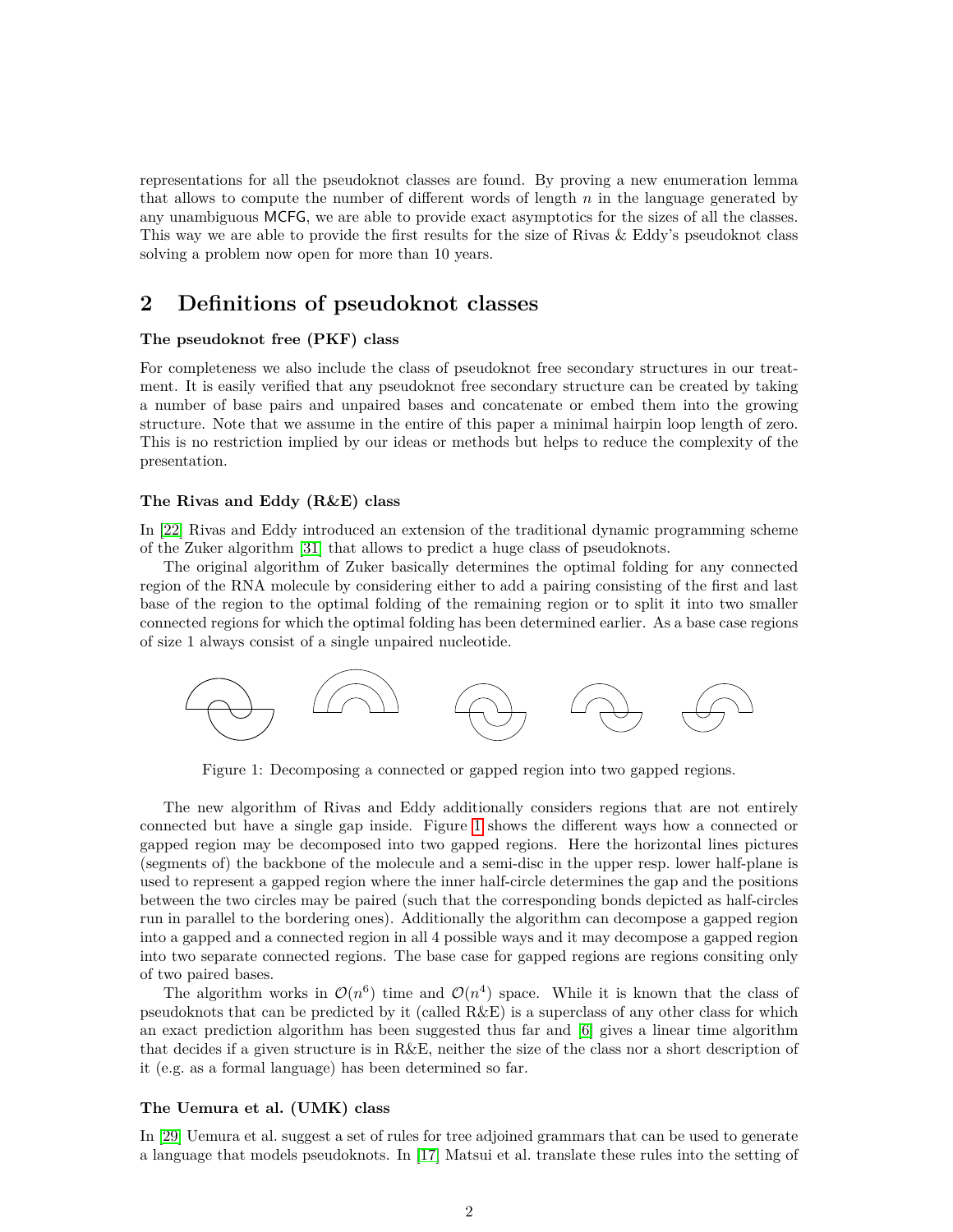representations for all the pseudoknot classes are found. By proving a new enumeration lemma that allows to compute the number of different words of length $n$ in the language generated by any unambiguous MCFG, we are able to provide exact asymptotics for the sizes of all the classes. This way we are able to provide the first results for the size of Rivas & Eddy's pseudoknot class solving a problem now open for more than 10 years.

## 2 Definitions of pseudoknot classes

### The pseudoknot free (PKF) class

For completeness we also include the class of pseudoknot free secondary structures in our treatment. It is easily verified that any pseudoknot free secondary structure can be created by taking a number of base pairs and unpaired bases and concatenate or embed them into the growing structure. Note that we assume in the entire of this paper a minimal hairpin loop length of zero. This is no restriction implied by our ideas or methods but helps to reduce the complexity of the presentation.

### The Rivas and Eddy (R&E) class

In [22] Rivas and Eddy introduced an extension of the traditional dynamic programming scheme of the Zuker algorithm [31] that allows to predict a huge class of pseudoknots.

The original algorithm of Zuker basically determines the optimal folding for any connected region of the RNA molecule by considering either to add a pairing consisting of the first and last base of the region to the optimal folding of the remaining region or to split it into two smaller connected regions for which the optimal folding has been determined earlier. As a base case regions of size 1 always consist of a single unpaired nucleotide.

Figure 1: Decomposing a connected or gapped region into two gapped regions.

The new algorithm of Rivas and Eddy additionally considers regions that are not entirely connected but have a single gap inside. Figure 1 shows the different ways how a connected or gapped region may be decomposed into two gapped regions. Here the horizontal lines pictures (segments of) the backbone of the molecule and a semi-disc in the upper resp. lower half-plane is used to represent a gapped region where the inner half-circle determines the gap and the positions between the two circles may be paired (such that the corresponding bonds depicted as half-circles run in parallel to the bordering ones). Additionally the algorithm can decompose a gapped region into a gapped and a connected region in all 4 possible ways and it may decompose a gapped region into two separate connected regions. The base case for gapped regions are regions consiting only of two paired bases.

The algorithm works in $\mathcal{O}(n^6)$ time and $\mathcal{O}(n^4)$ space. While it is known that the class of pseudoknots that can be predicted by it (called R&E) is a superclass of any other class for which an exact prediction algorithm has been suggested thus far and [6] gives a linear time algorithm that decides if a given structure is in R&E, neither the size of the class nor a short description of it (e.g. as a formal language) has been determined so far.

### The Uemura et al. (UMK) class

In [29] Uemura et al. suggest a set of rules for tree adjoined grammars that can be used to generate a language that models pseudoknots. In [17] Matsui et al. translate these rules into the setting of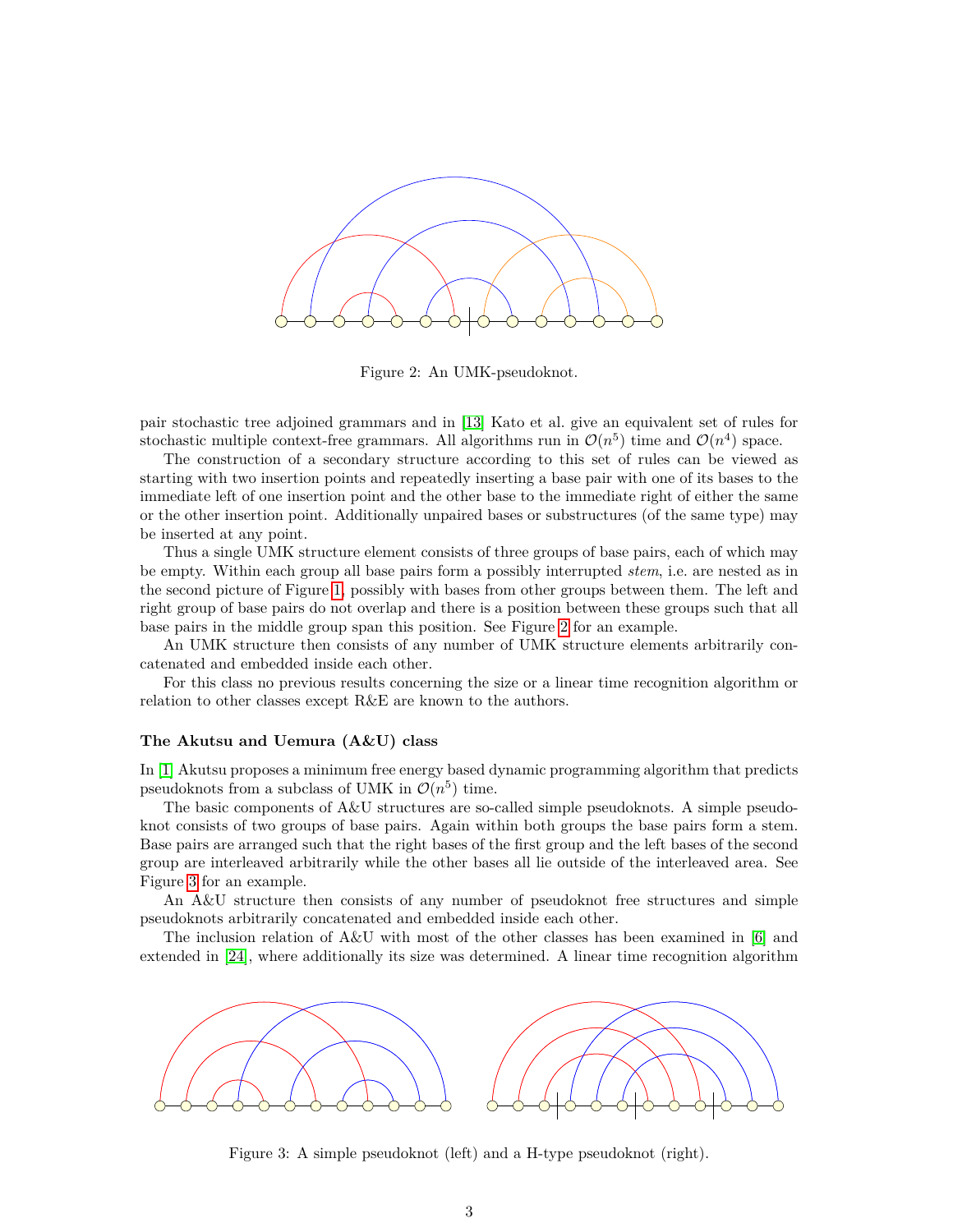Figure 2: An UMK-pseudoknot.

pair stochastic tree adjoined grammars and in [13] Kato et al. give an equivalent set of rules for stochastic multiple context-free grammars. All algorithms run in $\mathcal{O}(n^5)$ time and $\mathcal{O}(n^4)$ space.

The construction of a secondary structure according to this set of rules can be viewed as starting with two insertion points and repeatedly inserting a base pair with one of its bases to the immediate left of one insertion point and the other base to the immediate right of either the same or the other insertion point. Additionally unpaired bases or substructures (of the same type) may be inserted at any point.

Thus a single UMK structure element consists of three groups of base pairs, each of which may be empty. Within each group all base pairs form a possibly interrupted *stem*, i.e. are nested as in the second picture of Figure 1, possibly with bases from other groups between them. The left and right group of base pairs do not overlap and there is a position between these groups such that all base pairs in the middle group span this position. See Figure 2 for an example.

An UMK structure then consists of any number of UMK structure elements arbitrarily concatenated and embedded inside each other.

For this class no previous results concerning the size or a linear time recognition algorithm or relation to other classes except R&E are known to the authors.

### The Akutsu and Uemura (A&U) class

In [1] Akutsu proposes a minimum free energy based dynamic programming algorithm that predicts pseudoknots from a subclass of UMK in $\mathcal{O}(n^5)$ time.

The basic components of A&U structures are so-called simple pseudoknots. A simple pseudoknot consists of two groups of base pairs. Again within both groups the base pairs form a stem. Base pairs are arranged such that the right bases of the first group and the left bases of the second group are interleaved arbitrarily while the other bases all lie outside of the interleaved area. See Figure 3 for an example.

An A&U structure then consists of any number of pseudoknot free structures and simple pseudoknots arbitrarily concatenated and embedded inside each other.

The inclusion relation of A&U with most of the other classes has been examined in [6] and extended in [24], where additionally its size was determined. A linear time recognition algorithm

Figure 3: A simple pseudoknot (left) and a H-type pseudoknot (right).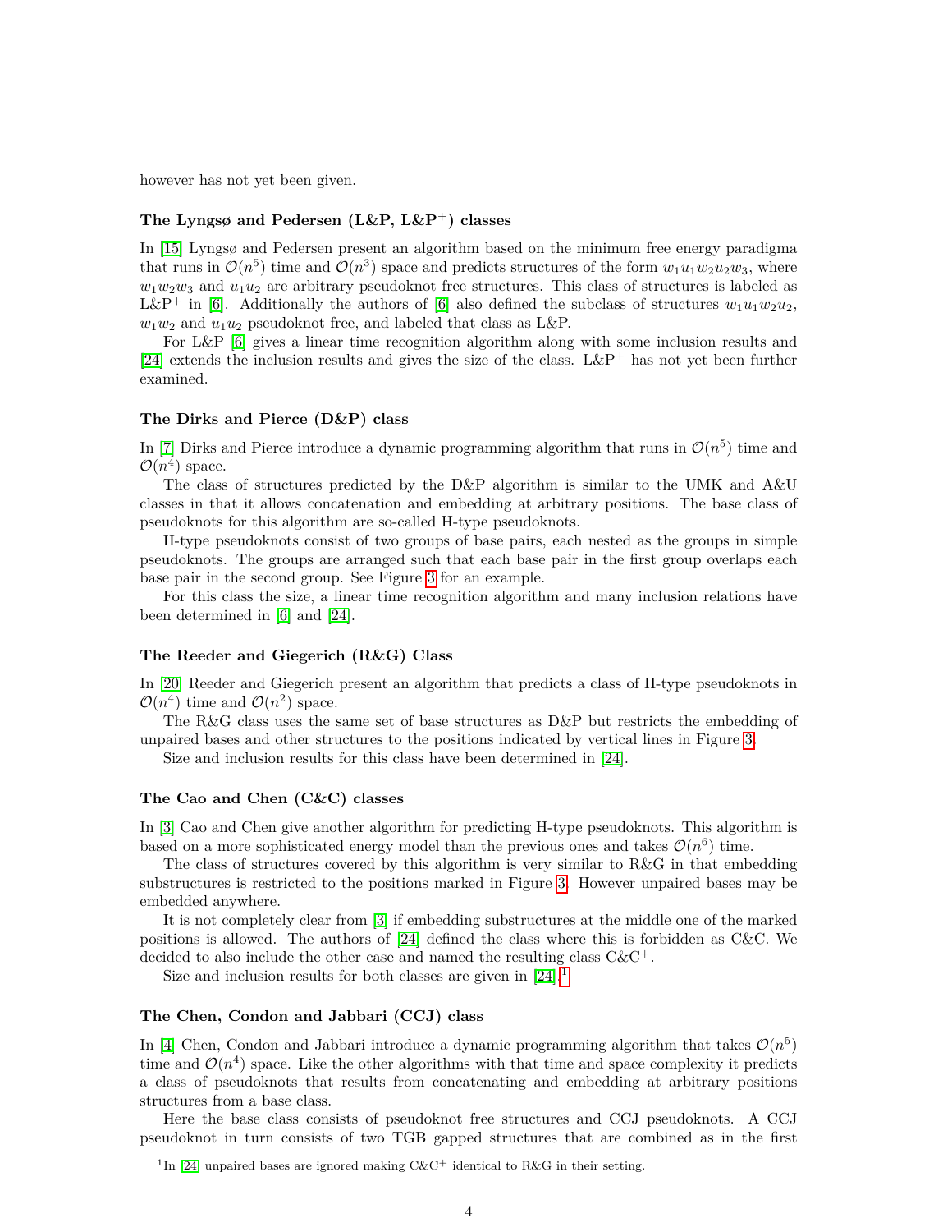however has not yet been given.

### The Lyngsø and Pedersen (L&P, L&P$^+$) classes

In [15] Lyngsø and Pedersen present an algorithm based on the minimum free energy paradigma that runs in $\mathcal{O}(n^5)$ time and $\mathcal{O}(n^3)$ space and predicts structures of the form $w_1u_1w_2u_2w_3$, where $w_1w_2w_3$ and $u_1u_2$ are arbitrary pseudoknot free structures. This class of structures is labeled as L&P$^+$ in [6]. Additionally the authors of [6] also defined the subclass of structures $w_1u_1w_2u_2$, $w_1w_2$ and $u_1u_2$ pseudoknot free, and labeled that class as L&P.

For L&P [6] gives a linear time recognition algorithm along with some inclusion results and [24] extends the inclusion results and gives the size of the class. L&P$^+$ has not yet been further examined.

### The Dirks and Pierce (D&P) class

In [7] Dirks and Pierce introduce a dynamic programming algorithm that runs in $\mathcal{O}(n^5)$ time and $\mathcal{O}(n^4)$ space.

The class of structures predicted by the D&P algorithm is similar to the UMK and A&U classes in that it allows concatenation and embedding at arbitrary positions. The base class of pseudoknots for this algorithm are so-called H-type pseudoknots.

H-type pseudoknots consist of two groups of base pairs, each nested as the groups in simple pseudoknots. The groups are arranged such that each base pair in the first group overlaps each base pair in the second group. See Figure 3 for an example.

For this class the size, a linear time recognition algorithm and many inclusion relations have been determined in [6] and [24].

### The Reeder and Giegerich (R&G) Class

In [20] Reeder and Giegerich present an algorithm that predicts a class of H-type pseudoknots in $\mathcal{O}(n^4)$ time and $\mathcal{O}(n^2)$ space.

The R&G class uses the same set of base structures as D&P but restricts the embedding of unpaired bases and other structures to the positions indicated by vertical lines in Figure 3.

Size and inclusion results for this class have been determined in [24].

### The Cao and Chen (C&C) classes

In [3] Cao and Chen give another algorithm for predicting H-type pseudoknots. This algorithm is based on a more sophisticated energy model than the previous ones and takes $\mathcal{O}(n^6)$ time.

The class of structures covered by this algorithm is very similar to R&G in that embedding substructures is restricted to the positions marked in Figure 3. However unpaired bases may be embedded anywhere.

It is not completely clear from [3] if embedding substructures at the middle one of the marked positions is allowed. The authors of [24] defined the class where this is forbidden as C&C. We decided to also include the other case and named the resulting class C&C$^+$.

Size and inclusion results for both classes are given in [24].[1]

### The Chen, Condon and Jabbari (CCJ) class

In [4] Chen, Condon and Jabbari introduce a dynamic programming algorithm that takes $\mathcal{O}(n^5)$ time and $\mathcal{O}(n^4)$ space. Like the other algorithms with that time and space complexity it predicts a class of pseudoknots that results from concatenating and embedding at arbitrary positions structures from a base class.

Here the base class consists of pseudoknot free structures and CCJ pseudoknots. A CCJ pseudoknot in turn consists of two TGB gapped structures that are combined as in the first

[1] In [24] unpaired bases are ignored making C&C$^+$ identical to R&G in their setting.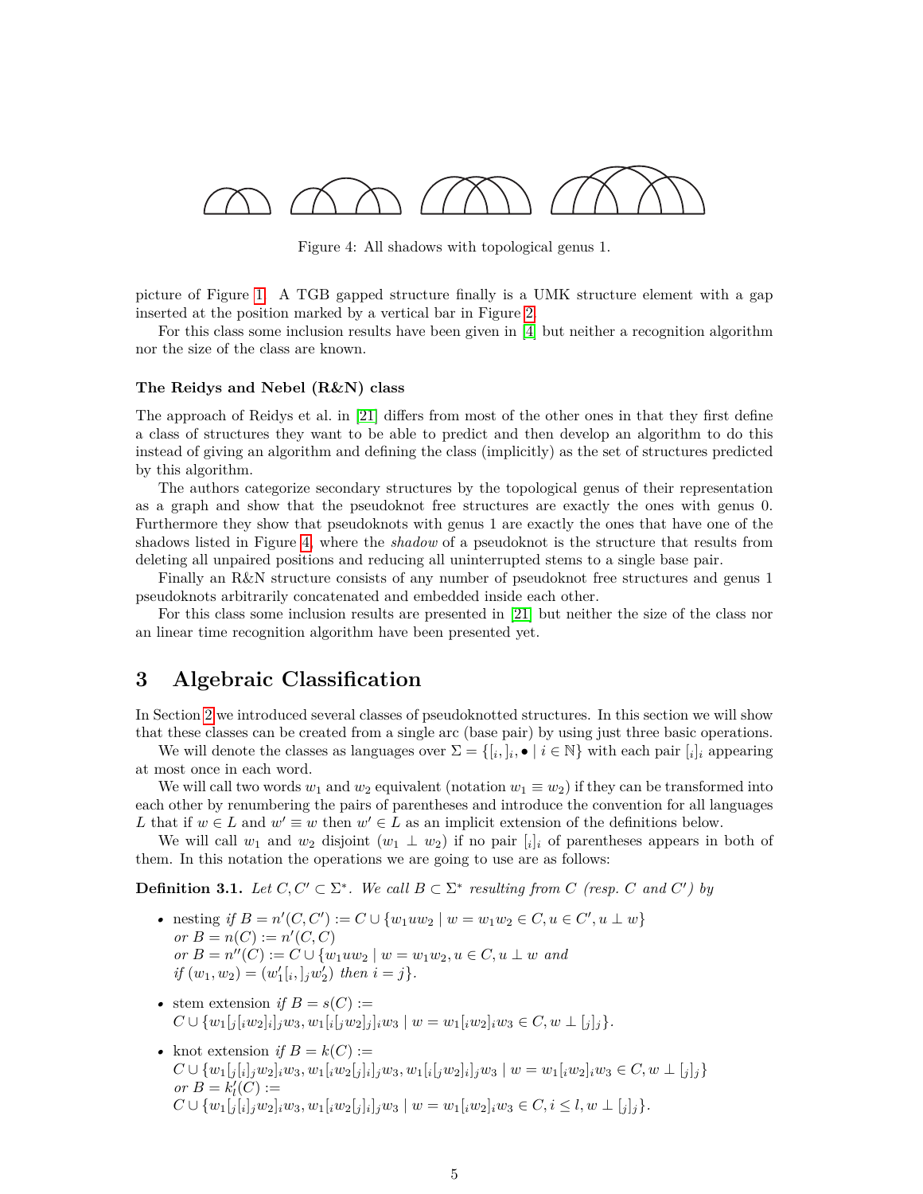Figure 4: All shadows with topological genus 1.

picture of Figure 1. A TGB gapped structure finally is a UMK structure element with a gap inserted at the position marked by a vertical bar in Figure 2.

For this class some inclusion results have been given in [4] but neither a recognition algorithm nor the size of the class are known.

### The Reidys and Nebel (R&N) class

The approach of Reidys et al. in [21] differs from most of the other ones in that they first define a class of structures they want to be able to predict and then develop an algorithm to do this instead of giving an algorithm and defining the class (implicitly) as the set of structures predicted by this algorithm.

The authors categorize secondary structures by the topological genus of their representation as a graph and show that the pseudoknot free structures are exactly the ones with genus 0. Furthermore they show that pseudoknots with genus 1 are exactly the ones that have one of the shadows listed in Figure 4, where the *shadow* of a pseudoknot is the structure that results from deleting all unpaired positions and reducing all uninterrupted stems to a single base pair.

Finally an R&N structure consists of any number of pseudoknot free structures and genus 1 pseudoknots arbitrarily concatenated and embedded inside each other.

For this class some inclusion results are presented in [21] but neither the size of the class nor an linear time recognition algorithm have been presented yet.

## 3 Algebraic Classification

In Section 2 we introduced several classes of pseudoknotted structures. In this section we will show that these classes can be created from a single arc (base pair) by using just three basic operations.

We will denote the classes as languages over $\Sigma = \{[_i, ]_i, \bullet \mid i \in \mathbb{N}\}$ with each pair $[_i]_i$ appearing at most once in each word.

We will call two words $w_1$ and $w_2$ equivalent (notation $w_1 \equiv w_2$) if they can be transformed into each other by renumbering the pairs of parentheses and introduce the convention for all languages $L$ that if $w \in L$ and $w' \equiv w$ then $w' \in L$ as an implicit extension of the definitions below.

We will call $w_1$ and $w_2$ disjoint ($w_1 \perp w_2$) if no pair $[_i]_i$ of parentheses appears in both of them. In this notation the operations we are going to use are as follows:

**Definition 3.1.** *Let $C, C' \subset \Sigma^*$. We call $B \subset \Sigma^*$ resulting from $C$ (resp. $C$ and $C'$) by*

- nesting *if $B = n'(C, C') := C \cup \{w_1 u w_2 \mid w = w_1 w_2 \in C, u \in C', u \perp w\}$*
  *or $B = n(C) := n'(C, C)$*
  *or $B = n''(C) := C \cup \{w_1 u w_2 \mid w = w_1 w_2, u \in C, u \perp w$ and*
  *if $(w_1, w_2) = (w_1'[_i, ]_j w_2')$ then $i = j\}$.*
- stem extension *if $B = s(C) :=$*
  *$C \cup \{w_1 [_j [_i w_2 ]_i ]_j w_3, w_1 [_i [_j w_2 ]_j ]_i w_3 \mid w = w_1 [_i w_2 ]_i w_3 \in C, w \perp [_j ]_j\}$.*
- knot extension *if $B = k(C) :=$*
  *$C \cup \{w_1 [_j [_i ]_j w_2 ]_i w_3, w_1 [_i w_2 [_j ]_i ]_j w_3, w_1 [_i [_j w_2 ]_i ]_j w_3 \mid w = w_1 [_i w_2 ]_i w_3 \in C, w \perp [_j ]_j\}$*
  *or $B = k_l'(C) :=$*
  *$C \cup \{w_1 [_j [_i ]_j w_2 ]_i w_3, w_1 [_i w_2 [_j ]_i ]_j w_3 \mid w = w_1 [_i w_2 ]_i w_3 \in C, i \le l, w \perp [_j ]_j\}$.*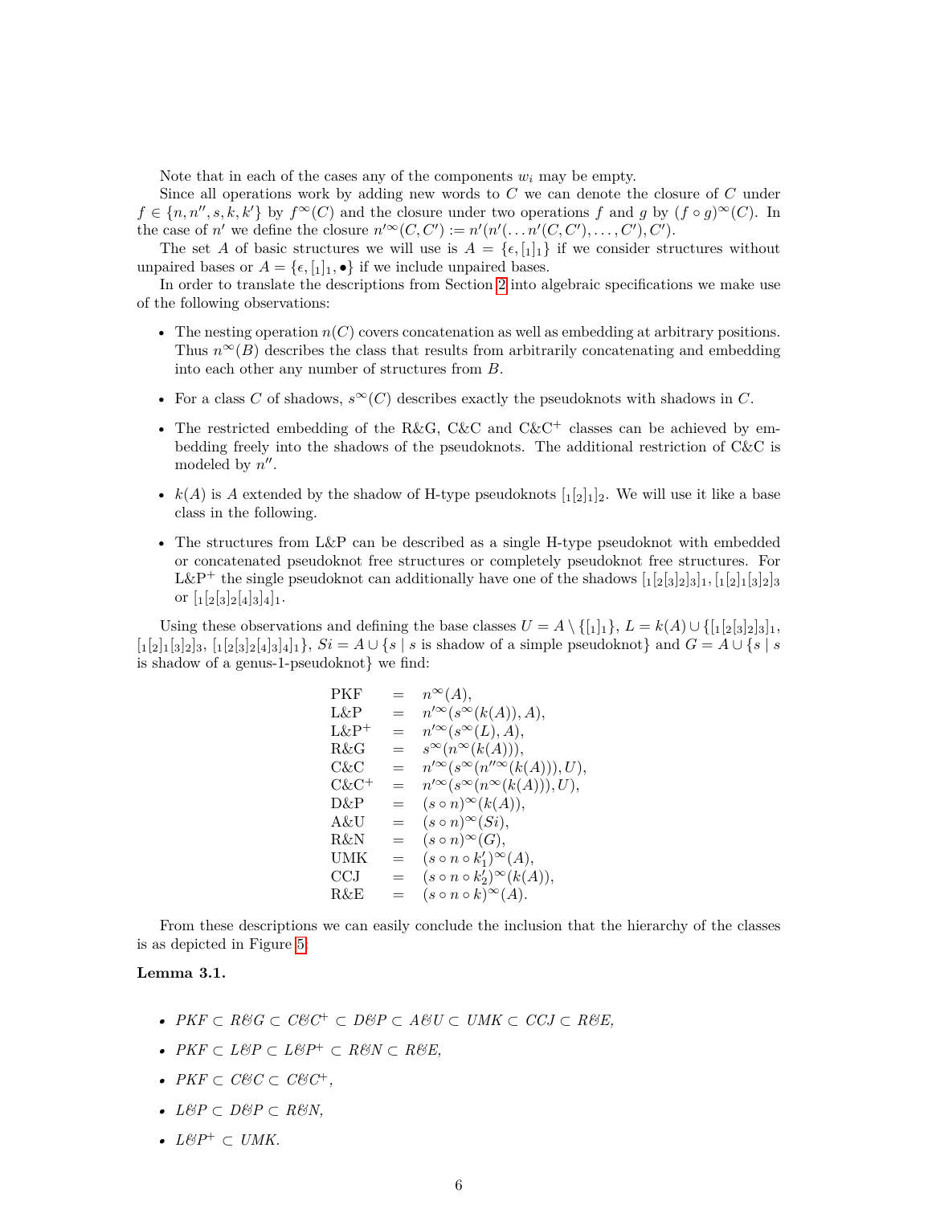Note that in each of the cases any of the components $w_i$ may be empty.

Since all operations work by adding new words to $C$ we can denote the closure of $C$ under $f \in \{n, n'', s, k, k'\}$ by $f^\infty(C)$ and the closure under two operations $f$ and $g$ by $(f \circ g)^\infty(C)$. In the case of $n'$ we define the closure $n'^\infty(C, C') := n'(n'(\dots n'(C, C'), \dots, C'), C')$.

The set $A$ of basic structures we will use is $A = \{\epsilon, [_1]_1\}$ if we consider structures without unpaired bases or $A = \{\epsilon, [_1]_1, \bullet\}$ if we include unpaired bases.

In order to translate the descriptions from Section 2 into algebraic specifications we make use of the following observations:

- The nesting operation $n(C)$ covers concatenation as well as embedding at arbitrary positions. Thus $n^\infty(B)$ describes the class that results from arbitrarily concatenating and embedding into each other any number of structures from $B$.
- For a class $C$ of shadows, $s^\infty(C)$ describes exactly the pseudoknots with shadows in $C$.
- The restricted embedding of the R&G, C&C and C&C$^+$ classes can be achieved by embedding freely into the shadows of the pseudoknots. The additional restriction of C&C is modeled by $n''$.
- $k(A)$ is $A$ extended by the shadow of H-type pseudoknots $[_1[_2]_1]_2$. We will use it like a base class in the following.
- The structures from L&P can be described as a single H-type pseudoknot with embedded or concatenated pseudoknot free structures or completely pseudoknot free structures. For L&P$^+$ the single pseudoknot can additionally have one of the shadows $[_1[_2[_3]_2]_3]_1$, $[_1[_2]_1[_3]_2]_3$ or $[_1[_2[_3]_2[_4]_3]_4]_1$.

Using these observations and defining the base classes $U = A \setminus \{[_1]_1\}$, $L = k(A) \cup \{[_1[_2[_3]_2]_3]_1,$ $[_1[_2]_1[_3]_2]_3$, $[_1[_2[_3]_2[_4]_3]_4]_1\}$, $Si = A \cup \{s \mid s$ is shadow of a simple pseudoknot$\}$ and $G = A \cup \{s \mid s$ is shadow of a genus-1-pseudoknot$\}$ we find:

$$
\begin{array}{lcl}
\text{PKF} & = & n^\infty(A), \\
\text{L\&P} & = & n'^\infty(s^\infty(k(A)), A), \\
\text{L\&P}^+ & = & n'^\infty(s^\infty(L), A), \\
\text{R\&G} & = & s^\infty(n^\infty(k(A))), \\
\text{C\&C} & = & n'^\infty(s^\infty(n''^\infty(k(A))), U), \\
\text{C\&C}^+ & = & n'^\infty(s^\infty(n^\infty(k(A))), U), \\
\text{D\&P} & = & (s \circ n)^\infty(k(A)), \\
\text{A\&U} & = & (s \circ n)^\infty(Si), \\
\text{R\&N} & = & (s \circ n)^\infty(G), \\
\text{UMK} & = & (s \circ n \circ k'_1)^\infty(A), \\
\text{CCJ} & = & (s \circ n \circ k'_2)^\infty(k(A)), \\
\text{R\&E} & = & (s \circ n \circ k)^\infty(A).
\end{array}
$$

From these descriptions we can easily conclude the inclusion that the hierarchy of the classes is as depicted in Figure 5.

**Lemma 3.1.**

- *PKF ⊂ R&G ⊂ C&C$^+$ ⊂ D&P ⊂ A&U ⊂ UMK ⊂ CCJ ⊂ R&E,*
- *PKF ⊂ L&P ⊂ L&P$^+$ ⊂ R&N ⊂ R&E,*
- *PKF ⊂ C&C ⊂ C&C$^+$,*
- *L&P ⊂ D&P ⊂ R&N,*
- *L&P$^+$ ⊂ UMK.*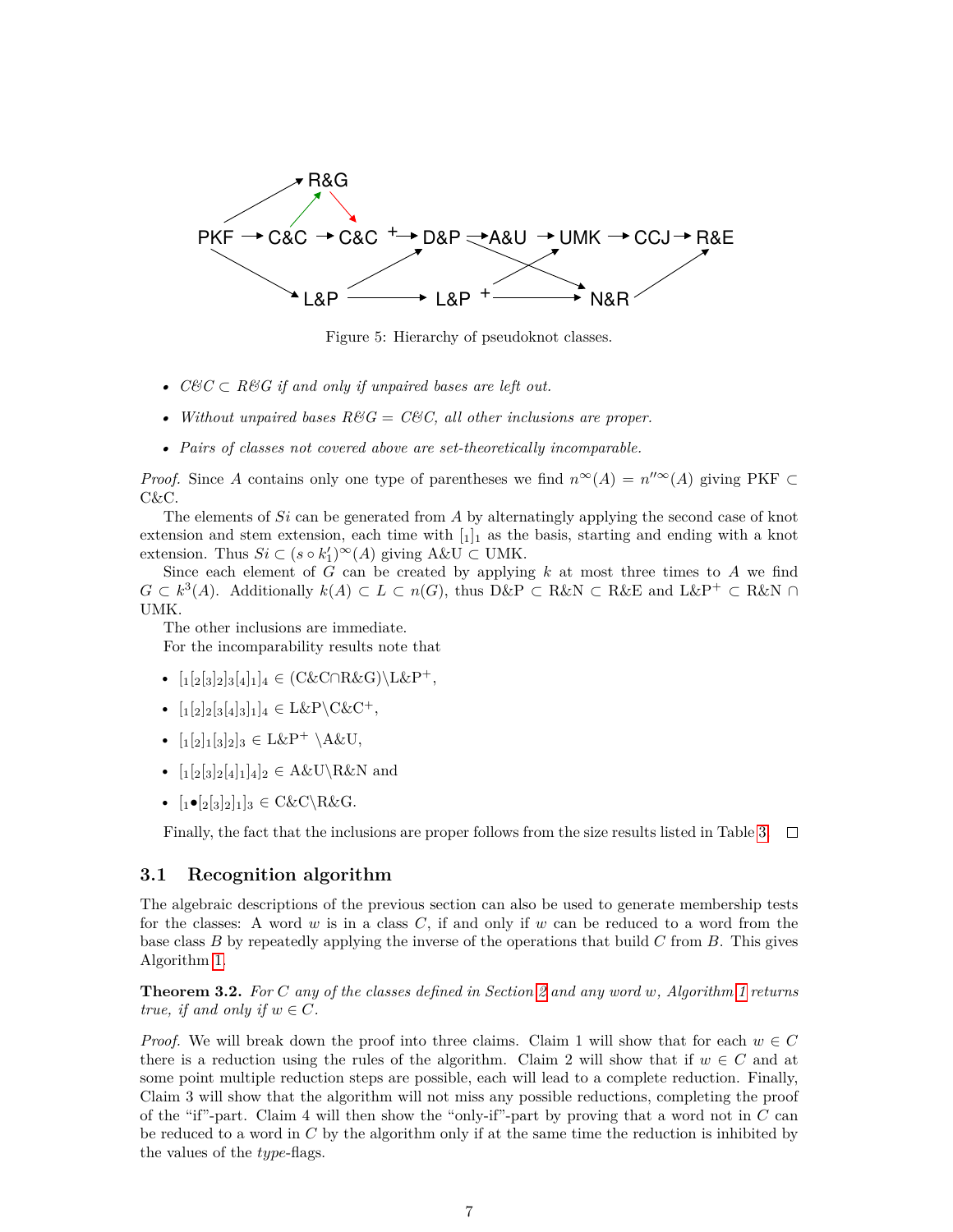Figure 5: Hierarchy of pseudoknot classes.

- *C&C ⊂ R&G if and only if unpaired bases are left out.*
- *Without unpaired bases R&G = C&C, all other inclusions are proper.*
- *Pairs of classes not covered above are set-theoretically incomparable.*

*Proof.* Since $A$ contains only one type of parentheses we find $n^\infty(A) = n''^\infty(A)$ giving PKF ⊂ C&C.

The elements of $Si$ can be generated from $A$ by alternatingly applying the second case of knot extension and stem extension, each time with $[_1]_1$ as the basis, starting and ending with a knot extension. Thus $Si \subset (s \circ k_1')^\infty(A)$ giving A&U ⊂ UMK.

Since each element of $G$ can be created by applying $k$ at most three times to $A$ we find $G \subset k^3(A)$. Additionally $k(A) \subset L \subset n(G)$, thus D&P ⊂ R&N ⊂ R&E and L&P$^+$ ⊂ R&N ∩ UMK.

The other inclusions are immediate.

For the incomparability results note that

- $[_1[_2[_3]_2]_3[_4]_1]_4 \in$ (C&C∩R&G)\L&P$^+$,
- $[_1[_2]_2[_3[_4]_3]_1]_4 \in$ L&P\C&C$^+$,
- $[_1[_2]_1[_3]_2]_3 \in$ L&P$^+$ \A&U,
- $[_1[_2[_3]_2[_4]_1]_4]_2 \in$ A&U\R&N and
- $[_1\bullet[_2[_3]_2]_1]_3 \in$ C&C\R&G.

Finally, the fact that the inclusions are proper follows from the size results listed in Table 3. ☐

## 3.1 Recognition algorithm

The algebraic descriptions of the previous section can also be used to generate membership tests for the classes: A word $w$ is in a class $C$, if and only if $w$ can be reduced to a word from the base class $B$ by repeatedly applying the inverse of the operations that build $C$ from $B$. This gives Algorithm 1.

**Theorem 3.2.** *For $C$ any of the classes defined in Section 2 and any word $w$, Algorithm 1 returns true, if and only if $w \in C$.*

*Proof.* We will break down the proof into three claims. Claim 1 will show that for each $w \in C$ there is a reduction using the rules of the algorithm. Claim 2 will show that if $w \in C$ and at some point multiple reduction steps are possible, each will lead to a complete reduction. Finally, Claim 3 will show that the algorithm will not miss any possible reductions, completing the proof of the "if"-part. Claim 4 will then show the "only-if"-part by proving that a word not in $C$ can be reduced to a word in $C$ by the algorithm only if at the same time the reduction is inhibited by the values of the *type*-flags.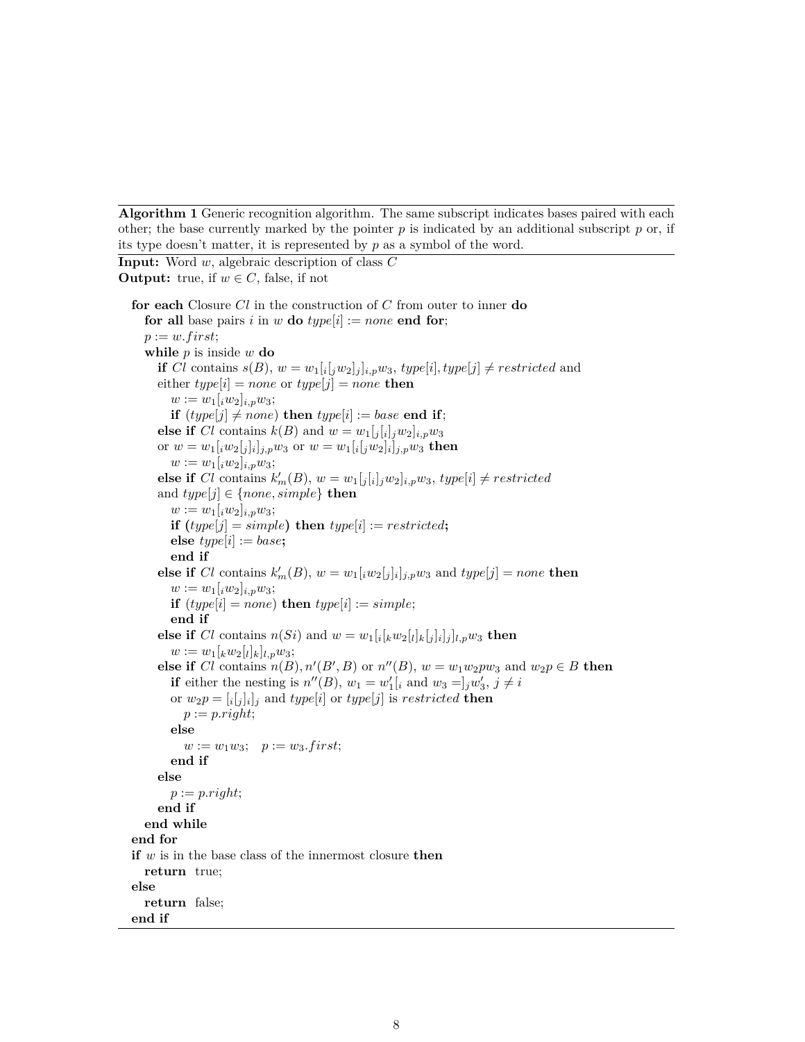**Algorithm 1** Generic recognition algorithm. The same subscript indicates bases paired with each other; the base currently marked by the pointer $p$ is indicated by an additional subscript $p$ or, if its type doesn't matter, it is represented by $p$ as a symbol of the word.

**Input:** Word $w$, algebraic description of class $C$
**Output:** true, if $w \in C$, false, if not

**for each** Closure $Cl$ in the construction of $C$ from outer to inner **do**
&nbsp;&nbsp;**for all** base pairs $i$ in $w$ **do** $type[i] := none$ **end for**;
&nbsp;&nbsp;$p := w.first$;
&nbsp;&nbsp;**while** $p$ is inside $w$ **do**
&nbsp;&nbsp;&nbsp;&nbsp;**if** $Cl$ contains $s(B)$, $w = w_1[_i[_j w_2]_j]_{i,p} w_3$, $type[i], type[j] \neq restricted$ and either $type[i] = none$ or $type[j] = none$ **then**
&nbsp;&nbsp;&nbsp;&nbsp;&nbsp;&nbsp;$w := w_1[_i w_2]_{i,p} w_3$;
&nbsp;&nbsp;&nbsp;&nbsp;&nbsp;&nbsp;**if** $(type[j] \neq none)$ **then** $type[i] := base$ **end if**;
&nbsp;&nbsp;&nbsp;&nbsp;**else if** $Cl$ contains $k(B)$ and $w = w_1[_j[_i]_j w_2]_{i,p} w_3$ or $w = w_1[_i w_2[_j]_i]_{j,p} w_3$ or $w = w_1[_i[_j w_2]_i]_{j,p} w_3$ **then**
&nbsp;&nbsp;&nbsp;&nbsp;&nbsp;&nbsp;$w := w_1[_i w_2]_{i,p} w_3$;
&nbsp;&nbsp;&nbsp;&nbsp;**else if** $Cl$ contains $k'_m(B)$, $w = w_1[_j[_i]_j w_2]_{i,p} w_3$, $type[i] \neq restricted$ and $type[j] \in \{none, simple\}$ **then**
&nbsp;&nbsp;&nbsp;&nbsp;&nbsp;&nbsp;$w := w_1[_i w_2]_{i,p} w_3$;
&nbsp;&nbsp;&nbsp;&nbsp;&nbsp;&nbsp;**if** $(type[j] = simple)$ **then** $type[i] := restricted$**;**
&nbsp;&nbsp;&nbsp;&nbsp;&nbsp;&nbsp;**else** $type[i] := base$**;**
&nbsp;&nbsp;&nbsp;&nbsp;&nbsp;&nbsp;**end if**
&nbsp;&nbsp;&nbsp;&nbsp;**else if** $Cl$ contains $k'_m(B)$, $w = w_1[_i w_2[_j]_i]_{j,p} w_3$ and $type[j] = none$ **then**
&nbsp;&nbsp;&nbsp;&nbsp;&nbsp;&nbsp;$w := w_1[_i w_2]_{i,p} w_3$;
&nbsp;&nbsp;&nbsp;&nbsp;&nbsp;&nbsp;**if** $(type[i] = none)$ **then** $type[i] := simple$;
&nbsp;&nbsp;&nbsp;&nbsp;&nbsp;&nbsp;**end if**
&nbsp;&nbsp;&nbsp;&nbsp;**else if** $Cl$ contains $n(Si)$ and $w = w_1[_i[_k w_2[_l]_k[_j]_i]_j]_{l,p} w_3$ **then**
&nbsp;&nbsp;&nbsp;&nbsp;&nbsp;&nbsp;$w := w_1[_k w_2[_l]_k]_{l,p} w_3$;
&nbsp;&nbsp;&nbsp;&nbsp;**else if** $Cl$ contains $n(B), n'(B', B)$ or $n''(B)$, $w = w_1 w_2 p w_3$ and $w_2 p \in B$ **then**
&nbsp;&nbsp;&nbsp;&nbsp;&nbsp;&nbsp;**if** either the nesting is $n''(B)$, $w_1 = w'_1[_i$ and $w_3 =]_j w'_3$, $j \neq i$ or $w_2 p = [_i[_j]_i]_j$ and $type[i]$ or $type[j]$ is $restricted$ **then**
&nbsp;&nbsp;&nbsp;&nbsp;&nbsp;&nbsp;&nbsp;&nbsp;$p := p.right$;
&nbsp;&nbsp;&nbsp;&nbsp;&nbsp;&nbsp;**else**
&nbsp;&nbsp;&nbsp;&nbsp;&nbsp;&nbsp;&nbsp;&nbsp;$w := w_1 w_3$; $p := w_3.first$;
&nbsp;&nbsp;&nbsp;&nbsp;&nbsp;&nbsp;**end if**
&nbsp;&nbsp;&nbsp;&nbsp;**else**
&nbsp;&nbsp;&nbsp;&nbsp;&nbsp;&nbsp;$p := p.right$;
&nbsp;&nbsp;&nbsp;&nbsp;**end if**
&nbsp;&nbsp;**end while**
**end for**
**if** $w$ is in the base class of the innermost closure **then**
&nbsp;&nbsp;**return** true;
**else**
&nbsp;&nbsp;**return** false;
**end if**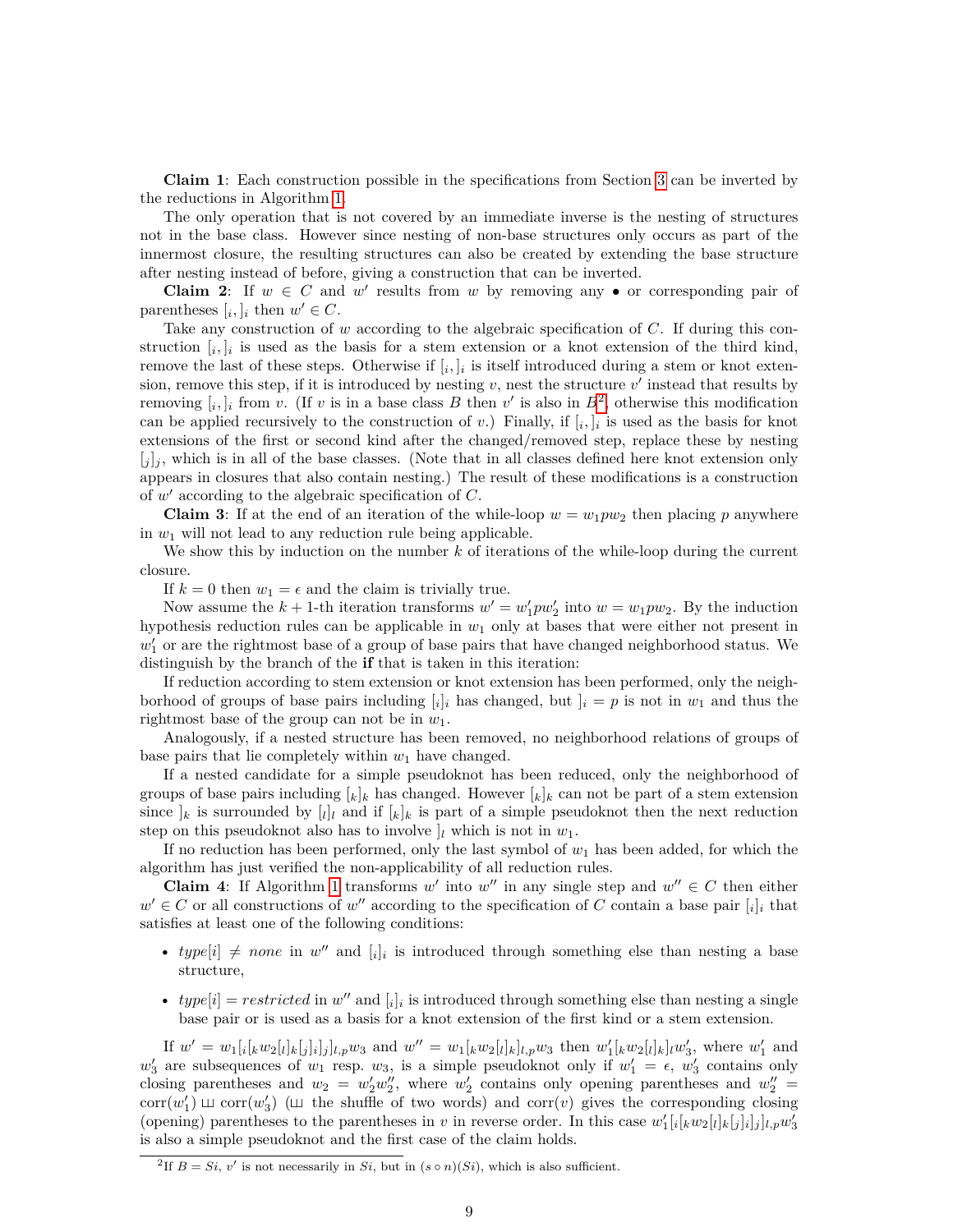**Claim 1**: Each construction possible in the specifications from Section 3 can be inverted by the reductions in Algorithm 1.

The only operation that is not covered by an immediate inverse is the nesting of structures not in the base class. However since nesting of non-base structures only occurs as part of the innermost closure, the resulting structures can also be created by extending the base structure after nesting instead of before, giving a construction that can be inverted.

**Claim 2**: If $w \in C$ and $w'$ results from $w$ by removing any $\bullet$ or corresponding pair of parentheses $[_i, ]_i$ then $w' \in C$.

Take any construction of $w$ according to the algebraic specification of $C$. If during this construction $[_i, ]_i$ is used as the basis for a stem extension or a knot extension of the third kind, remove the last of these steps. Otherwise if $[_i, ]_i$ is itself introduced during a stem or knot extension, remove this step, if it is introduced by nesting $v$, nest the structure $v'$ instead that results by removing $[_i, ]_i$ from $v$. (If $v$ is in a base class $B$ then $v'$ is also in $B$[2], otherwise this modification can be applied recursively to the construction of $v$.) Finally, if $[_i, ]_i$ is used as the basis for knot extensions of the first or second kind after the changed/removed step, replace these by nesting $[_j]_j$, which is in all of the base classes. (Note that in all classes defined here knot extension only appears in closures that also contain nesting.) The result of these modifications is a construction of $w'$ according to the algebraic specification of $C$.

**Claim 3**: If at the end of an iteration of the while-loop $w = w_1 p w_2$ then placing $p$ anywhere in $w_1$ will not lead to any reduction rule being applicable.

We show this by induction on the number $k$ of iterations of the while-loop during the current closure.

If $k = 0$ then $w_1 = \epsilon$ and the claim is trivially true.

Now assume the $k+1$-th iteration transforms $w' = w'_1 p w'_2$ into $w = w_1 p w_2$. By the induction hypothesis reduction rules can be applicable in $w_1$ only at bases that were either not present in $w'_1$ or are the rightmost base of a group of base pairs that have changed neighborhood status. We distinguish by the branch of the **if** that is taken in this iteration:

If reduction according to stem extension or knot extension has been performed, only the neighborhood of groups of base pairs including $[_i]_i$ has changed, but $]_i = p$ is not in $w_1$ and thus the rightmost base of the group can not be in $w_1$.

Analogously, if a nested structure has been removed, no neighborhood relations of groups of base pairs that lie completely within $w_1$ have changed.

If a nested candidate for a simple pseudoknot has been reduced, only the neighborhood of groups of base pairs including $[_k]_k$ has changed. However $[_k]_k$ can not be part of a stem extension since $]_k$ is surrounded by $[_l]_l$ and if $[_k]_k$ is part of a simple pseudoknot then the next reduction step on this pseudoknot also has to involve $]_l$ which is not in $w_1$.

If no reduction has been performed, only the last symbol of $w_1$ has been added, for which the algorithm has just verified the non-applicability of all reduction rules.

**Claim 4**: If Algorithm 1 transforms $w'$ into $w''$ in any single step and $w'' \in C$ then either $w' \in C$ or all constructions of $w''$ according to the specification of $C$ contain a base pair $[_i]_i$ that satisfies at least one of the following conditions:

- $type[i] \neq none$ in $w''$ and $[_i]_i$ is introduced through something else than nesting a base structure,
- $type[i] = restricted$ in $w''$ and $[_i]_i$ is introduced through something else than nesting a single base pair or is used as a basis for a knot extension of the first kind or a stem extension.

If $w' = w_1[_i[_k w_2[_l]_k[_j]_i]_j]_{l,p} w_3$ and $w'' = w_1[_k w_2[_l]_k]_{l,p} w_3$ then $w'_1[_k w_2[_l]_k]_l w'_3$, where $w'_1$ and $w'_3$ are subsequences of $w_1$ resp. $w_3$, is a simple pseudoknot only if $w'_1 = \epsilon$, $w'_3$ contains only closing parentheses and $w_2 = w'_2 w''_2$, where $w'_2$ contains only opening parentheses and $w''_2 = \text{corr}(w'_1) \sqcup\!\sqcup \text{corr}(w'_3)$ ($\sqcup\!\sqcup$ the shuffle of two words) and $\text{corr}(v)$ gives the corresponding closing (opening) parentheses to the parentheses in $v$ in reverse order. In this case $w'_1[_i[_k w_2[_l]_k[_j]_i]_j]_{l,p} w'_3$ is also a simple pseudoknot and the first case of the claim holds.

[2] If $B = Si$, $v'$ is not necessarily in $Si$, but in $(s \circ n)(Si)$, which is also sufficient.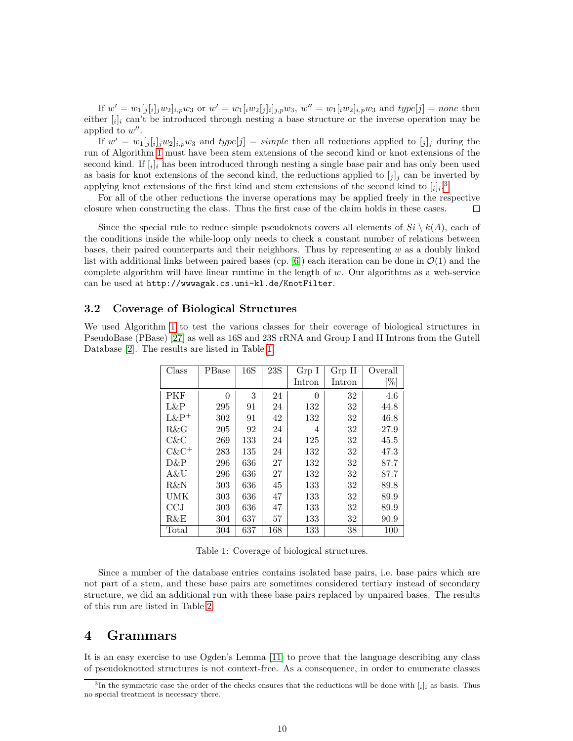If $w' = w_1[_j[_i]_jw_2]_{i,p}w_3$ or $w' = w_1[_iw_2[_j]_i]_{j,p}w_3$, $w'' = w_1[_iw_2]_{i,p}w_3$ and *type*[$j$] = *none* then either $[_i]_i$ can't be introduced through nesting a base structure or the inverse operation may be applied to $w''$.

If $w' = w_1[_j[_i]_jw_2]_{i,p}w_3$ and *type*[$j$] = *simple* then all reductions applied to $[_j]_j$ during the run of Algorithm 1 must have been stem extensions of the second kind or knot extensions of the second kind. If $[_i]_i$ has been introduced through nesting a single base pair and has only been used as basis for knot extensions of the second kind, the reductions applied to $[_j]_j$ can be inverted by applying knot extensions of the first kind and stem extensions of the second kind to $[_i]_i$.[3]

For all of the other reductions the inverse operations may be applied freely in the respective closure when constructing the class. Thus the first case of the claim holds in these cases. □

Since the special rule to reduce simple pseudoknots covers all elements of $Si \setminus k(A)$, each of the conditions inside the while-loop only needs to check a constant number of relations between bases, their paired counterparts and their neighbors. Thus by representing $w$ as a doubly linked list with additional links between paired bases (cp. [6]) each iteration can be done in $\mathcal{O}(1)$ and the complete algorithm will have linear runtime in the length of $w$. Our algorithms as a web-service can be used at http://wwwagak.cs.uni-kl.de/KnotFilter.

### 3.2 Coverage of Biological Structures

We used Algorithm 1 to test the various classes for their coverage of biological structures in PseudoBase (PBase) [27] as well as 16S and 23S rRNA and Group I and II Introns from the Gutell Database [2]. The results are listed in Table 1.

| Class | PBase | 16S | 23S | Grp I Intron | Grp II Intron | Overall [%] |
|---|---|---|---|---|---|---|
| PKF | 0 | 3 | 24 | 0 | 32 | 4.6 |
| L&P | 295 | 91 | 24 | 132 | 32 | 44.8 |
| L&P$^+$ | 302 | 91 | 42 | 132 | 32 | 46.8 |
| R&G | 205 | 92 | 24 | 4 | 32 | 27.9 |
| C&C | 269 | 133 | 24 | 125 | 32 | 45.5 |
| C&C$^+$ | 283 | 135 | 24 | 132 | 32 | 47.3 |
| D&P | 296 | 636 | 27 | 132 | 32 | 87.7 |
| A&U | 296 | 636 | 27 | 132 | 32 | 87.7 |
| R&N | 303 | 636 | 45 | 133 | 32 | 89.8 |
| UMK | 303 | 636 | 47 | 133 | 32 | 89.9 |
| CCJ | 303 | 636 | 47 | 133 | 32 | 89.9 |
| R&E | 304 | 637 | 57 | 133 | 32 | 90.9 |
| Total | 304 | 637 | 168 | 133 | 38 | 100 |

Table 1: Coverage of biological structures.

Since a number of the database entries contains isolated base pairs, i.e. base pairs which are not part of a stem, and these base pairs are sometimes considered tertiary instead of secondary structure, we did an additional run with these base pairs replaced by unpaired bases. The results of this run are listed in Table 2.

# 4 Grammars

It is an easy exercise to use Ogden's Lemma [11] to prove that the language describing any class of pseudoknotted structures is not context-free. As a consequence, in order to enumerate classes

[3] In the symmetric case the order of the checks ensures that the reductions will be done with $[_i]_i$ as basis. Thus no special treatment is necessary there.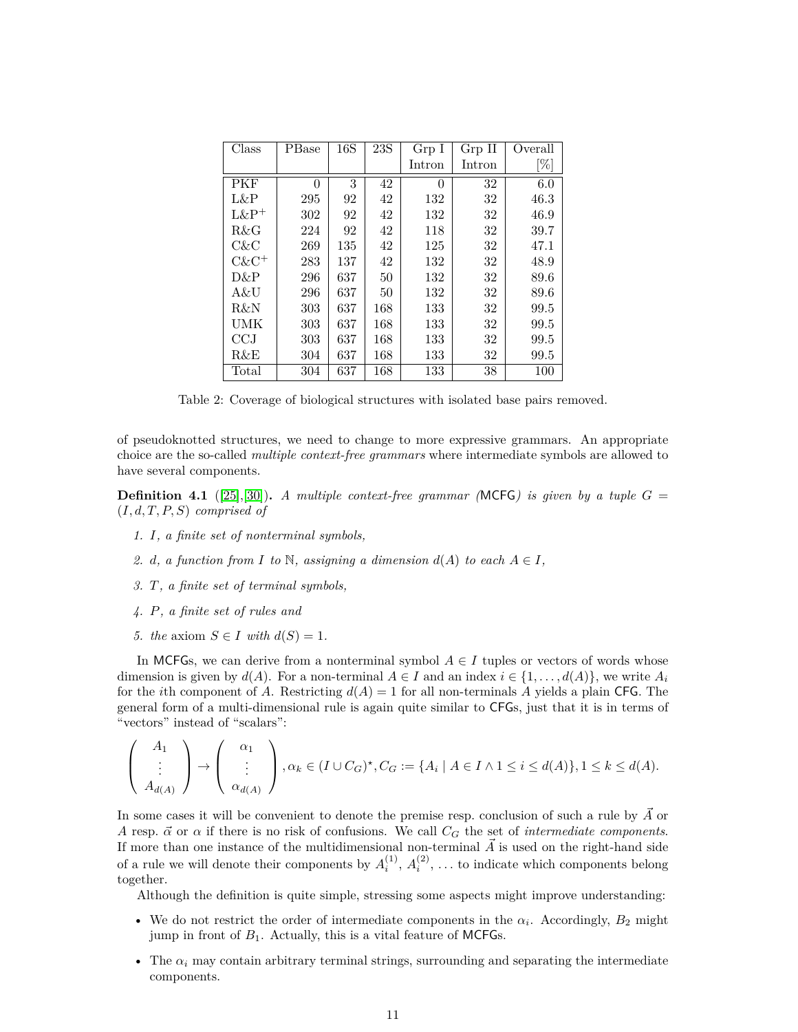| Class | PBase | 16S | 23S | Grp I Intron | Grp II Intron | Overall [%] |
|---|---|---|---|---|---|---|
| PKF | 0 | 3 | 42 | 0 | 32 | 6.0 |
| L&P | 295 | 92 | 42 | 132 | 32 | 46.3 |
| L&P$^+$ | 302 | 92 | 42 | 132 | 32 | 46.9 |
| R&G | 224 | 92 | 42 | 118 | 32 | 39.7 |
| C&C | 269 | 135 | 42 | 125 | 32 | 47.1 |
| C&C$^+$ | 283 | 137 | 42 | 132 | 32 | 48.9 |
| D&P | 296 | 637 | 50 | 132 | 32 | 89.6 |
| A&U | 296 | 637 | 50 | 132 | 32 | 89.6 |
| R&N | 303 | 637 | 168 | 133 | 32 | 99.5 |
| UMK | 303 | 637 | 168 | 133 | 32 | 99.5 |
| CCJ | 303 | 637 | 168 | 133 | 32 | 99.5 |
| R&E | 304 | 637 | 168 | 133 | 32 | 99.5 |
| Total | 304 | 637 | 168 | 133 | 38 | 100 |

Table 2: Coverage of biological structures with isolated base pairs removed.

of pseudoknotted structures, we need to change to more expressive grammars. An appropriate choice are the so-called *multiple context-free grammars* where intermediate symbols are allowed to have several components.

**Definition 4.1** ([25],[30])**.** *A multiple context-free grammar (*MCFG*) is given by a tuple $G = (I, d, T, P, S)$ comprised of*

1. *$I$, a finite set of nonterminal symbols,*
2. *$d$, a function from $I$ to $\mathbb{N}$, assigning a dimension $d(A)$ to each $A \in I$,*
3. *$T$, a finite set of terminal symbols,*
4. *$P$, a finite set of rules and*
5. *the* axiom *$S \in I$ with $d(S) = 1$.*

In MCFGs, we can derive from a nonterminal symbol $A \in I$ tuples or vectors of words whose dimension is given by $d(A)$. For a non-terminal $A \in I$ and an index $i \in \{1, \ldots, d(A)\}$, we write $A_i$ for the $i$th component of $A$. Restricting $d(A) = 1$ for all non-terminals $A$ yields a plain CFG. The general form of a multi-dimensional rule is again quite similar to CFGs, just that it is in terms of "vectors" instead of "scalars":

$$\begin{pmatrix} A_1 \\ \vdots \\ A_{d(A)} \end{pmatrix} \rightarrow \begin{pmatrix} \alpha_1 \\ \vdots \\ \alpha_{d(A)} \end{pmatrix}, \alpha_k \in (I \cup C_G)^\star, C_G := \{A_i \mid A \in I \wedge 1 \leq i \leq d(A)\}, 1 \leq k \leq d(A).$$

In some cases it will be convenient to denote the premise resp. conclusion of such a rule by $\vec{A}$ or $A$ resp. $\vec{\alpha}$ or $\alpha$ if there is no risk of confusions. We call $C_G$ the set of *intermediate components*. If more than one instance of the multidimensional non-terminal $\vec{A}$ is used on the right-hand side of a rule we will denote their components by $A_i^{(1)}$, $A_i^{(2)}$, ... to indicate which components belong together.

Although the definition is quite simple, stressing some aspects might improve understanding:

- We do not restrict the order of intermediate components in the $\alpha_i$. Accordingly, $B_2$ might jump in front of $B_1$. Actually, this is a vital feature of MCFGs.
- The $\alpha_i$ may contain arbitrary terminal strings, surrounding and separating the intermediate components.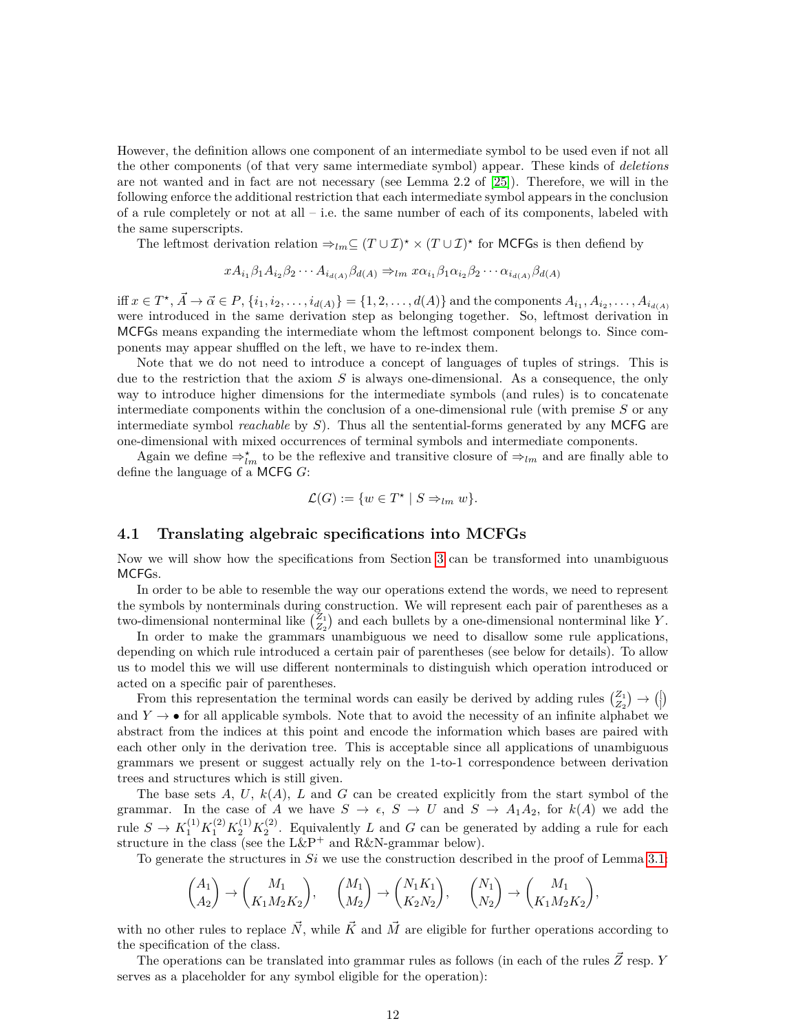However, the definition allows one component of an intermediate symbol to be used even if not all the other components (of that very same intermediate symbol) appear. These kinds of *deletions* are not wanted and in fact are not necessary (see Lemma 2.2 of [25]). Therefore, we will in the following enforce the additional restriction that each intermediate symbol appears in the conclusion of a rule completely or not at all – i.e. the same number of each of its components, labeled with the same superscripts.

The leftmost derivation relation $\Rightarrow_{lm} \subseteq (T \cup \mathcal{I})^\star \times (T \cup \mathcal{I})^\star$ for MCFGs is then defiend by

$$xA_{i_1}\beta_1 A_{i_2}\beta_2 \cdots A_{i_{d(A)}}\beta_{d(A)} \Rightarrow_{lm} x\alpha_{i_1}\beta_1\alpha_{i_2}\beta_2 \cdots \alpha_{i_{d(A)}}\beta_{d(A)}$$

iff $x \in T^\star$, $\vec{A} \to \vec{\alpha} \in P$, $\{i_1, i_2, \ldots, i_{d(A)}\} = \{1, 2, \ldots, d(A)\}$ and the components $A_{i_1}, A_{i_2}, \ldots, A_{i_{d(A)}}$ were introduced in the same derivation step as belonging together. So, leftmost derivation in MCFGs means expanding the intermediate whom the leftmost component belongs to. Since components may appear shuffled on the left, we have to re-index them.

Note that we do not need to introduce a concept of languages of tuples of strings. This is due to the restriction that the axiom $S$ is always one-dimensional. As a consequence, the only way to introduce higher dimensions for the intermediate symbols (and rules) is to concatenate intermediate components within the conclusion of a one-dimensional rule (with premise $S$ or any intermediate symbol *reachable* by $S$). Thus all the sentential-forms generated by any MCFG are one-dimensional with mixed occurrences of terminal symbols and intermediate components.

Again we define $\Rightarrow^\star_{lm}$ to be the reflexive and transitive closure of $\Rightarrow_{lm}$ and are finally able to define the language of a MCFG $G$:

$$\mathcal{L}(G) := \{w \in T^\star \mid S \Rightarrow_{lm} w\}.$$

## 4.1 Translating algebraic specifications into MCFGs

Now we will show how the specifications from Section 3 can be transformed into unambiguous MCFGs.

In order to be able to resemble the way our operations extend the words, we need to represent the symbols by nonterminals during construction. We will represent each pair of parentheses as a two-dimensional nonterminal like $\binom{Z_1}{Z_2}$ and each bullets by a one-dimensional nonterminal like $Y$.

In order to make the grammars unambiguous we need to disallow some rule applications, depending on which rule introduced a certain pair of parentheses (see below for details). To allow us to model this we will use different nonterminals to distinguish which operation introduced or acted on a specific pair of parentheses.

From this representation the terminal words can easily be derived by adding rules $\binom{Z_1}{Z_2} \to \binom{(}{)}$ and $Y \to \bullet$ for all applicable symbols. Note that to avoid the necessity of an infinite alphabet we abstract from the indices at this point and encode the information which bases are paired with each other only in the derivation tree. This is acceptable since all applications of unambiguous grammars we present or suggest actually rely on the 1-to-1 correspondence between derivation trees and structures which is still given.

The base sets $A$, $U$, $k(A)$, $L$ and $G$ can be created explicitly from the start symbol of the grammar. In the case of $A$ we have $S \to \epsilon$, $S \to U$ and $S \to A_1 A_2$, for $k(A)$ we add the rule $S \to K_1^{(1)} K_1^{(2)} K_2^{(1)} K_2^{(2)}$. Equivalently $L$ and $G$ can be generated by adding a rule for each structure in the class (see the L&P$^+$ and R&N-grammar below).

To generate the structures in $Si$ we use the construction described in the proof of Lemma 3.1:

$$\begin{pmatrix} A_1 \\ A_2 \end{pmatrix} \to \begin{pmatrix} M_1 \\ K_1 M_2 K_2 \end{pmatrix}, \quad \begin{pmatrix} M_1 \\ M_2 \end{pmatrix} \to \begin{pmatrix} N_1 K_1 \\ K_2 N_2 \end{pmatrix}, \quad \begin{pmatrix} N_1 \\ N_2 \end{pmatrix} \to \begin{pmatrix} M_1 \\ K_1 M_2 K_2 \end{pmatrix},$$

with no other rules to replace $\vec{N}$, while $\vec{K}$ and $\vec{M}$ are eligible for further operations according to the specification of the class.

The operations can be translated into grammar rules as follows (in each of the rules $\vec{Z}$ resp. $Y$ serves as a placeholder for any symbol eligible for the operation):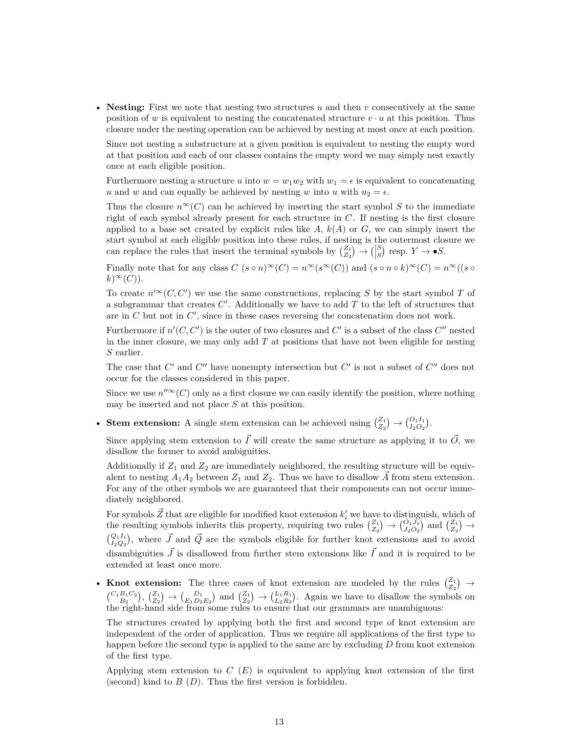- **Nesting:** First we note that nesting two structures $u$ and then $v$ consecutively at the same position of $w$ is equivalent to nesting the concatenated structure $v \cdot u$ at this position. Thus closure under the nesting operation can be achieved by nesting at most once at each position.

  Since not nesting a substructure at a given position is equivalent to nesting the empty word at that position and each of our classes contains the empty word we may simply nest exactly once at each eligible position.

  Furthermore nesting a structure $u$ into $w = w_1 w_2$ with $w_1 = \epsilon$ is equivalent to concatenating $u$ and $w$ and can equally be achieved by nesting $w$ into $u$ with $u_2 = \epsilon$.

  Thus the closure $n^\infty(C)$ can be achieved by inserting the start symbol $S$ to the immediate right of each symbol already present for each structure in $C$. If nesting is the first closure applied to a base set created by explicit rules like $A$, $k(A)$ or $G$, we can simply insert the start symbol at each eligible position into these rules, if nesting is the outermost closure we can replace the rules that insert the terminal symbols by $\binom{Z_1}{Z_2} \to \binom{[S}{]S}$ resp. $Y \to \bullet S$.

  Finally note that for any class $C$ $(s \circ n)^\infty(C) = n^\infty(s^\infty(C))$ and $(s \circ n \circ k)^\infty(C) = n^\infty((s \circ k)^\infty(C))$.

  To create $n'^\infty(C, C')$ we use the same constructions, replacing $S$ by the start symbol $T$ of a subgrammar that creates $C'$. Additionally we have to add $T$ to the left of structures that are in $C$ but not in $C'$, since in these cases reversing the concatenation does not work.

  Furthermore if $n'(C, C')$ is the outer of two closures and $C'$ is a subset of the class $C''$ nested in the inner closure, we may only add $T$ at positions that have not been eligible for nesting $S$ earlier.

  The case that $C'$ and $C''$ have nonempty intersection but $C'$ is not a subset of $C''$ does not occur for the classes considered in this paper.

  Since we use $n''^\infty(C)$ only as a first closure we can easily identify the position, where nothing may be inserted and not place $S$ at this position.

- **Stem extension:** A single stem extension can be achieved using $\binom{Z_1}{Z_2} \to \binom{O_1 I_1}{I_2 O_2}$.

  Since applying stem extension to $\vec{I}$ will create the same structure as applying it to $\vec{O}$, we disallow the former to avoid ambiguities.

  Additionally if $Z_1$ and $Z_2$ are immediately neighbored, the resulting structure will be equivalent to nesting $A_1 A_2$ between $Z_1$ and $Z_2$. Thus we have to disallow $\vec{A}$ from stem extension. For any of the other symbols we are guaranteed that their components can not occur immediately neighbored.

  For symbols $\vec{Z}$ that are eligible for modified knot extension $k'_i$ we have to distinguish, which of the resulting symbols inherits this property, requiring two rules $\binom{Z_1}{Z_2} \to \binom{O_1 J_1}{J_2 O_2}$ and $\binom{Z_1}{Z_2} \to \binom{Q_1 I_1}{I_2 Q_2}$, where $\vec{J}$ and $\vec{Q}$ are the symbols eligible for further knot extensions and to avoid disambiguities $\vec{J}$ is disallowed from further stem extensions like $\vec{I}$ and it is required to be extended at least once more.

- **Knot extension:** The three cases of knot extension are modeled by the rules $\binom{Z_1}{Z_2} \to \binom{C_1 B_1 C_2}{B_2}$, $\binom{Z_1}{Z_2} \to \binom{D_1}{E_1 D_2 E_2}$ and $\binom{Z_1}{Z_2} \to \binom{L_1 R_1}{L_2 R_2}$. Again we have to disallow the symbols on the right-hand side from some rules to ensure that our grammars are unambiguous:

  The structures created by applying both the first and second type of knot extension are independent of the order of application. Thus we require all applications of the first type to happen before the second type is applied to the same arc by excluding $D$ from knot extension of the first type.

  Applying stem extension to $C$ ($E$) is equivalent to applying knot extension of the first (second) kind to $B$ ($D$). Thus the first version is forbidden.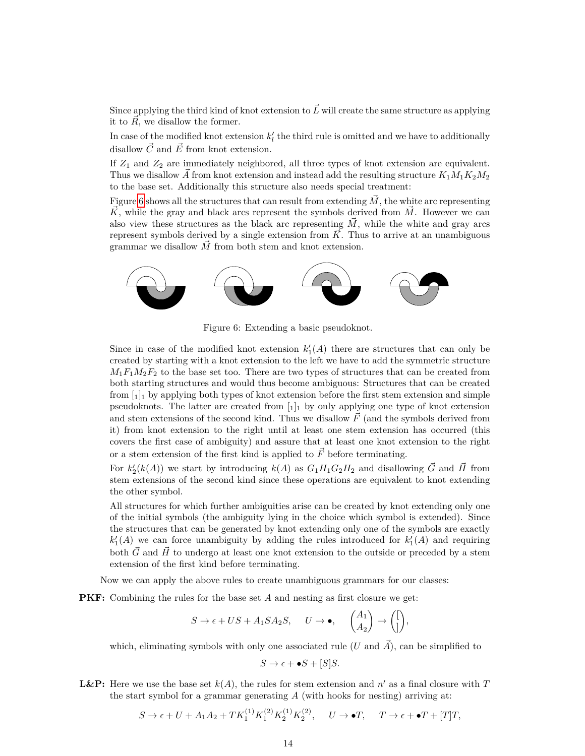Since applying the third kind of knot extension to $\vec{L}$ will create the same structure as applying it to $\vec{R}$, we disallow the former.

In case of the modified knot extension $k'_l$ the third rule is omitted and we have to additionally disallow $\vec{C}$ and $\vec{E}$ from knot extension.

If $Z_1$ and $Z_2$ are immediately neighbored, all three types of knot extension are equivalent. Thus we disallow $\vec{A}$ from knot extension and instead add the resulting structure $K_1M_1K_2M_2$ to the base set. Additionally this structure also needs special treatment:

Figure 6 shows all the structures that can result from extending $\vec{M}$, the white arc representing $\vec{K}$, while the gray and black arcs represent the symbols derived from $\vec{M}$. However we can also view these structures as the black arc representing $\vec{M}$, while the white and gray arcs represent symbols derived by a single extension from $\vec{K}$. Thus to arrive at an unambiguous grammar we disallow $\vec{M}$ from both stem and knot extension.

Figure 6: Extending a basic pseudoknot.

Since in case of the modified knot extension $k'_1(A)$ there are structures that can only be created by starting with a knot extension to the left we have to add the symmetric structure $M_1F_1M_2F_2$ to the base set too. There are two types of structures that can be created from both starting structures and would thus become ambiguous: Structures that can be created from $[_1]_1$ by applying both types of knot extension before the first stem extension and simple pseudoknots. The latter are created from $[_1]_1$ by only applying one type of knot extension and stem extensions of the second kind. Thus we disallow $\vec{F}$ (and the symbols derived from it) from knot extension to the right until at least one stem extension has occurred (this covers the first case of ambiguity) and assure that at least one knot extension to the right or a stem extension of the first kind is applied to $\vec{F}$ before terminating.

For $k'_2(k(A))$ we start by introducing $k(A)$ as $G_1H_1G_2H_2$ and disallowing $\vec{G}$ and $\vec{H}$ from stem extensions of the second kind since these operations are equivalent to knot extending the other symbol.

All structures for which further ambiguities arise can be created by knot extending only one of the initial symbols (the ambiguity lying in the choice which symbol is extended). Since the structures that can be generated by knot extending only one of the symbols are exactly $k'_1(A)$ we can force unambiguity by adding the rules introduced for $k'_1(A)$ and requiring both $\vec{G}$ and $\vec{H}$ to undergo at least one knot extension to the outside or preceded by a stem extension of the first kind before terminating.

Now we can apply the above rules to create unambiguous grammars for our classes:

**PKF:** Combining the rules for the base set $A$ and nesting as first closure we get:

$$S \to \epsilon + US + A_1SA_2S, \quad U \to \bullet, \quad \begin{pmatrix} A_1 \\ A_2 \end{pmatrix} \to \begin{pmatrix} [ \\ ] \end{pmatrix},$$

which, eliminating symbols with only one associated rule ($U$ and $\vec{A}$), can be simplified to

$$S \to \epsilon + \bullet S + [S]S.$$

**L&P:** Here we use the base set $k(A)$, the rules for stem extension and $n'$ as a final closure with $T$ the start symbol for a grammar generating $A$ (with hooks for nesting) arriving at:

$$S \to \epsilon + U + A_1A_2 + TK_1^{(1)}K_1^{(2)}K_2^{(1)}K_2^{(2)}, \quad U \to \bullet T, \quad T \to \epsilon + \bullet T + [T]T,$$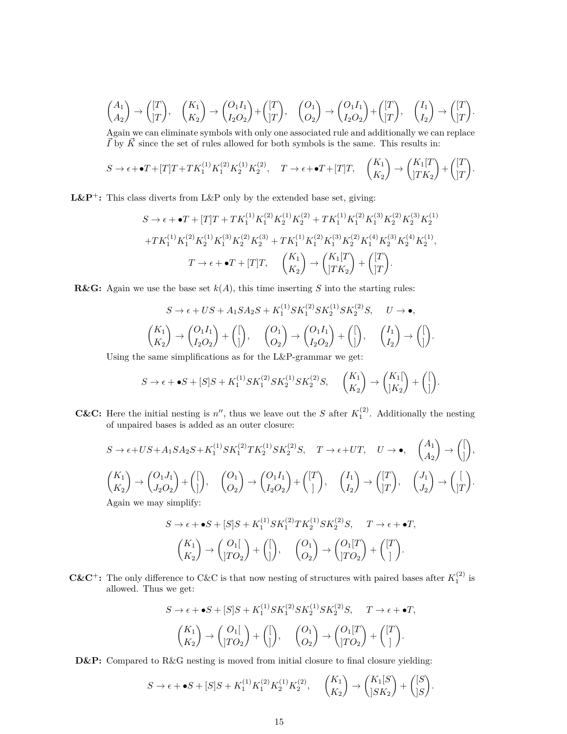$$\binom{A_1}{A_2} \to \binom{[T}{]T}, \quad \binom{K_1}{K_2} \to \binom{O_1 I_1}{I_2 O_2} + \binom{[T}{]T}, \quad \binom{O_1}{O_2} \to \binom{O_1 I_1}{I_2 O_2} + \binom{[T}{]T}, \quad \binom{I_1}{I_2} \to \binom{[T}{]T}.$$

Again we can eliminate symbols with only one associated rule and additionally we can replace $\vec{I}$ by $\vec{K}$ since the set of rules allowed for both symbols is the same. This results in:

$$S \to \epsilon + \bullet T + [T]T + T K_1^{(1)} K_1^{(2)} K_2^{(1)} K_2^{(2)}, \quad T \to \epsilon + \bullet T + [T]T, \quad \binom{K_1}{K_2} \to \binom{K_1[T}{]T K_2} + \binom{[T}{]T}.$$

**L&P$^+$:** This class diverts from L&P only by the extended base set, giving:

$$S \to \epsilon + \bullet T + [T]T + T K_1^{(1)} K_1^{(2)} K_2^{(1)} K_2^{(2)} + T K_1^{(1)} K_1^{(2)} K_1^{(3)} K_2^{(2)} K_2^{(3)} K_2^{(1)}$$

$$+ T K_1^{(1)} K_1^{(2)} K_2^{(1)} K_1^{(3)} K_2^{(2)} K_2^{(3)} + T K_1^{(1)} K_1^{(2)} K_1^{(3)} K_2^{(2)} K_1^{(4)} K_2^{(3)} K_2^{(4)} K_2^{(1)},$$

$$T \to \epsilon + \bullet T + [T]T, \quad \binom{K_1}{K_2} \to \binom{K_1[T}{]T K_2} + \binom{[T}{]T}.$$

**R&G:** Again we use the base set $k(A)$, this time inserting $S$ into the starting rules:

$$S \to \epsilon + US + A_1 S A_2 S + K_1^{(1)} S K_1^{(2)} S K_2^{(1)} S K_2^{(2)} S, \quad U \to \bullet,$$

$$\binom{K_1}{K_2} \to \binom{O_1 I_1}{I_2 O_2} + \binom{[}{]}, \quad \binom{O_1}{O_2} \to \binom{O_1 I_1}{I_2 O_2} + \binom{[}{]}, \quad \binom{I_1}{I_2} \to \binom{[}{]}.$$

Using the same simplifications as for the L&P-grammar we get:

$$S \to \epsilon + \bullet S + [S]S + K_1^{(1)} S K_1^{(2)} S K_2^{(1)} S K_2^{(2)} S, \quad \binom{K_1}{K_2} \to \binom{K_1[}{]K_2} + \binom{[}{]}.$$

**C&C:** Here the initial nesting is $n''$, thus we leave out the $S$ after $K_1^{(2)}$. Additionally the nesting of unpaired bases is added as an outer closure:

$$S \to \epsilon + US + A_1 S A_2 S + K_1^{(1)} S K_1^{(2)} T K_2^{(1)} S K_2^{(2)} S, \quad T \to \epsilon + UT, \quad U \to \bullet, \quad \binom{A_1}{A_2} \to \binom{[}{]},$$

$$\binom{K_1}{K_2} \to \binom{O_1 J_1}{J_2 O_2} + \binom{[}{]}, \quad \binom{O_1}{O_2} \to \binom{O_1 I_1}{I_2 O_2} + \binom{[T}{]}, \quad \binom{I_1}{I_2} \to \binom{[T}{]T}, \quad \binom{J_1}{J_2} \to \binom{[}{]T}.$$

Again we may simplify:

$$S \to \epsilon + \bullet S + [S]S + K_1^{(1)} S K_1^{(2)} T K_2^{(1)} S K_2^{(2)} S, \quad T \to \epsilon + \bullet T,$$

$$\binom{K_1}{K_2} \to \binom{O_1[}{]T O_2} + \binom{[}{]}, \quad \binom{O_1}{O_2} \to \binom{O_1[T}{]T O_2} + \binom{[T}{]}.$$

**C&C$^+$:** The only difference to C&C is that now nesting of structures with paired bases after $K_1^{(2)}$ is allowed. Thus we get:

$$S \to \epsilon + \bullet S + [S]S + K_1^{(1)} S K_1^{(2)} S K_2^{(1)} S K_2^{(2)} S, \quad T \to \epsilon + \bullet T,$$

$$\binom{K_1}{K_2} \to \binom{O_1[}{]T O_2} + \binom{[}{]}, \quad \binom{O_1}{O_2} \to \binom{O_1[T}{]T O_2} + \binom{[T}{]}.$$

**D&P:** Compared to R&G nesting is moved from initial closure to final closure yielding:

$$S \to \epsilon + \bullet S + [S]S + K_1^{(1)} K_1^{(2)} K_2^{(1)} K_2^{(2)}, \quad \binom{K_1}{K_2} \to \binom{K_1[S}{]S K_2} + \binom{[S}{]S}.$$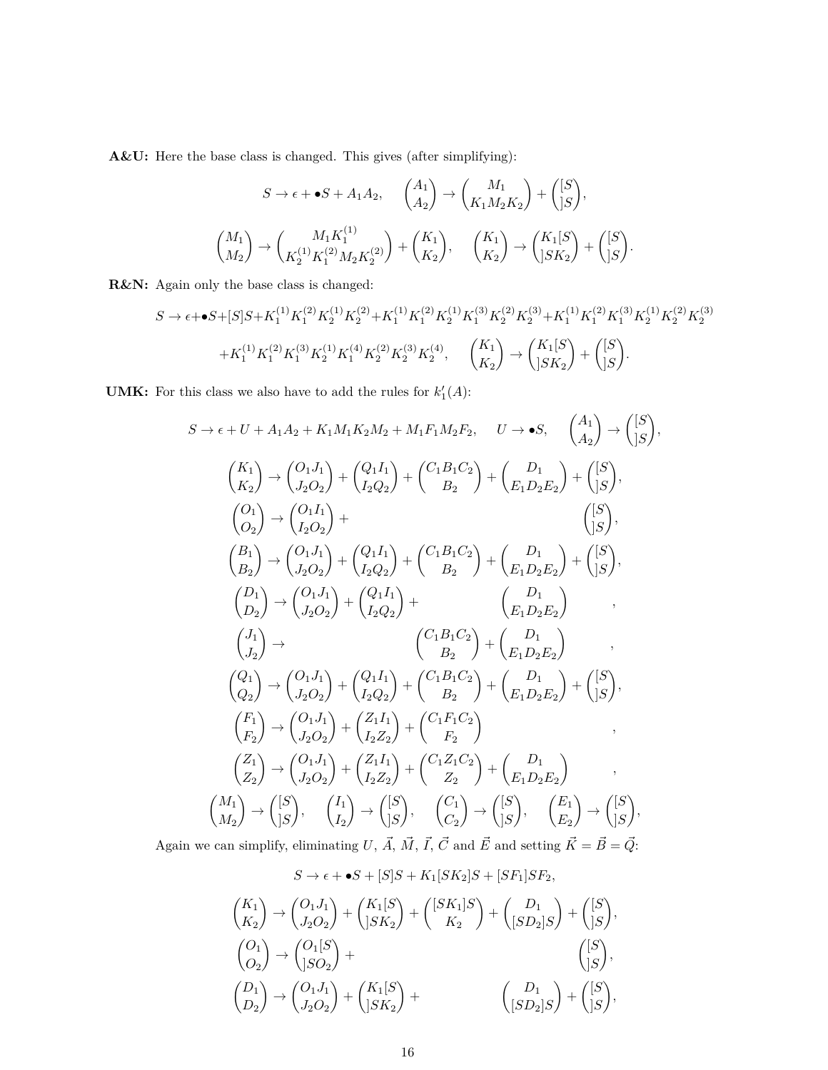**A&U:** Here the base class is changed. This gives (after simplifying):

$$S \to \epsilon + \bullet S + A_1 A_2, \qquad \binom{A_1}{A_2} \to \binom{M_1}{K_1 M_2 K_2} + \binom{[S}{]S},$$

$$\binom{M_1}{M_2} \to \binom{M_1 K_1^{(1)}}{K_2^{(1)} K_1^{(2)} M_2 K_2^{(2)}} + \binom{K_1}{K_2}, \qquad \binom{K_1}{K_2} \to \binom{K_1[S}{]SK_2} + \binom{[S}{]S}.$$

**R&N:** Again only the base class is changed:

$$S \to \epsilon + \bullet S + [S]S + K_1^{(1)} K_1^{(2)} K_2^{(1)} K_2^{(2)} + K_1^{(1)} K_1^{(2)} K_2^{(1)} K_1^{(3)} K_2^{(2)} K_2^{(3)} + K_1^{(1)} K_1^{(2)} K_1^{(3)} K_2^{(1)} K_2^{(2)} K_2^{(3)}$$

$$+ K_1^{(1)} K_1^{(2)} K_1^{(3)} K_2^{(1)} K_1^{(4)} K_2^{(2)} K_2^{(3)} K_2^{(4)}, \qquad \binom{K_1}{K_2} \to \binom{K_1[S}{]SK_2} + \binom{[S}{]S}.$$

**UMK:** For this class we also have to add the rules for $k_1'(A)$:

$$S \to \epsilon + U + A_1 A_2 + K_1 M_1 K_2 M_2 + M_1 F_1 M_2 F_2, \qquad U \to \bullet S, \qquad \binom{A_1}{A_2} \to \binom{[S}{]S},$$

$$\binom{K_1}{K_2} \to \binom{O_1 J_1}{J_2 O_2} + \binom{Q_1 I_1}{I_2 Q_2} + \binom{C_1 B_1 C_2}{B_2} + \binom{D_1}{E_1 D_2 E_2} + \binom{[S}{]S},$$

$$\binom{O_1}{O_2} \to \binom{O_1 I_1}{I_2 O_2} + \binom{[S}{]S},$$

$$\binom{B_1}{B_2} \to \binom{O_1 J_1}{J_2 O_2} + \binom{Q_1 I_1}{I_2 Q_2} + \binom{C_1 B_1 C_2}{B_2} + \binom{D_1}{E_1 D_2 E_2} + \binom{[S}{]S},$$

$$\binom{D_1}{D_2} \to \binom{O_1 J_1}{J_2 O_2} + \binom{Q_1 I_1}{I_2 Q_2} + \binom{D_1}{E_1 D_2 E_2},$$

$$\binom{J_1}{J_2} \to \binom{C_1 B_1 C_2}{B_2} + \binom{D_1}{E_1 D_2 E_2},$$

$$\binom{Q_1}{Q_2} \to \binom{O_1 J_1}{J_2 O_2} + \binom{Q_1 I_1}{I_2 Q_2} + \binom{C_1 B_1 C_2}{B_2} + \binom{D_1}{E_1 D_2 E_2} + \binom{[S}{]S},$$

$$\binom{F_1}{F_2} \to \binom{O_1 J_1}{J_2 O_2} + \binom{Z_1 I_1}{I_2 Z_2} + \binom{C_1 F_1 C_2}{F_2},$$

$$\binom{Z_1}{Z_2} \to \binom{O_1 J_1}{J_2 O_2} + \binom{Z_1 I_1}{I_2 Z_2} + \binom{C_1 Z_1 C_2}{Z_2} + \binom{D_1}{E_1 D_2 E_2},$$

$$\binom{M_1}{M_2} \to \binom{[S}{]S}, \qquad \binom{I_1}{I_2} \to \binom{[S}{]S}, \qquad \binom{C_1}{C_2} \to \binom{[S}{]S}, \qquad \binom{E_1}{E_2} \to \binom{[S}{]S},$$

Again we can simplify, eliminating $U$, $\vec{A}$, $\vec{M}$, $\vec{I}$, $\vec{C}$ and $\vec{E}$ and setting $\vec{K} = \vec{B} = \vec{Q}$:

$$S \to \epsilon + \bullet S + [S]S + K_1[SK_2]S + [SF_1]SF_2,$$

$$\binom{K_1}{K_2} \to \binom{O_1 J_1}{J_2 O_2} + \binom{K_1[S}{]SK_2} + \binom{[SK_1]S}{K_2} + \binom{D_1}{[SD_2]S} + \binom{[S}{]S},$$

$$\binom{O_1}{O_2} \to \binom{O_1[S}{]SO_2} + \binom{[S}{]S},$$

$$\binom{D_1}{D_2} \to \binom{O_1 J_1}{J_2 O_2} + \binom{K_1[S}{]SK_2} + \binom{D_1}{[SD_2]S} + \binom{[S}{]S},$$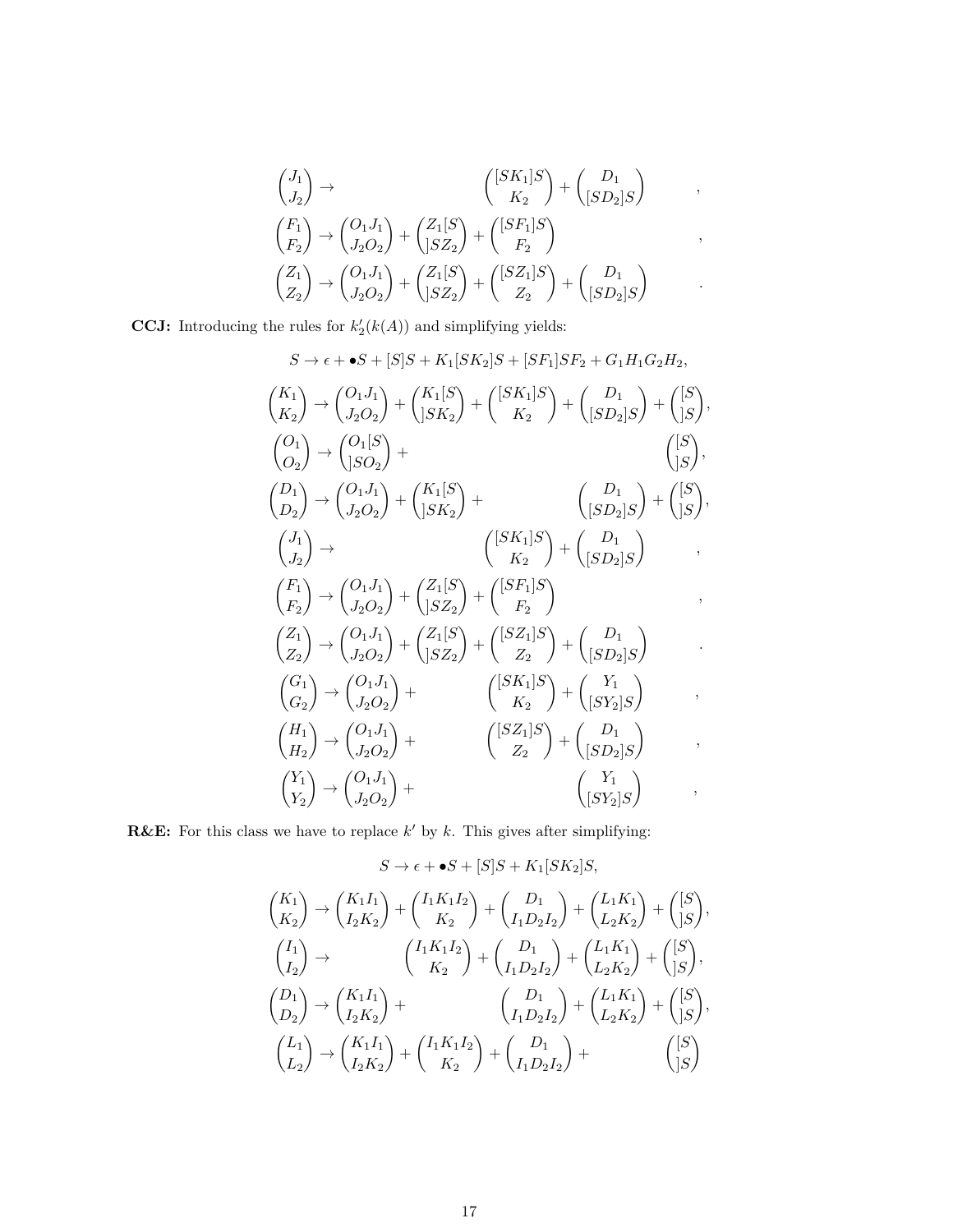$$
\begin{aligned}
\binom{J_1}{J_2} &\to \binom{[SK_1]S}{K_2} + \binom{D_1}{[SD_2]S} ,\\
\binom{F_1}{F_2} &\to \binom{O_1J_1}{J_2O_2} + \binom{Z_1[S}{]SZ_2} + \binom{[SF_1]S}{F_2} ,\\
\binom{Z_1}{Z_2} &\to \binom{O_1J_1}{J_2O_2} + \binom{Z_1[S}{]SZ_2} + \binom{[SZ_1]S}{Z_2} + \binom{D_1}{[SD_2]S} .
\end{aligned}
$$

**CCJ:** Introducing the rules for $k_2'(k(A))$ and simplifying yields:

$$
S \to \epsilon + \bullet S + [S]S + K_1[SK_2]S + [SF_1]SF_2 + G_1H_1G_2H_2,
$$

$$
\begin{aligned}
\binom{K_1}{K_2} &\to \binom{O_1J_1}{J_2O_2} + \binom{K_1[S}{]SK_2} + \binom{[SK_1]S}{K_2} + \binom{D_1}{[SD_2]S} + \binom{[S}{]S},\\
\binom{O_1}{O_2} &\to \binom{O_1[S}{]SO_2} + \binom{[S}{]S},\\
\binom{D_1}{D_2} &\to \binom{O_1J_1}{J_2O_2} + \binom{K_1[S}{]SK_2} + \binom{D_1}{[SD_2]S} + \binom{[S}{]S},\\
\binom{J_1}{J_2} &\to \binom{[SK_1]S}{K_2} + \binom{D_1}{[SD_2]S} ,\\
\binom{F_1}{F_2} &\to \binom{O_1J_1}{J_2O_2} + \binom{Z_1[S}{]SZ_2} + \binom{[SF_1]S}{F_2} ,\\
\binom{Z_1}{Z_2} &\to \binom{O_1J_1}{J_2O_2} + \binom{Z_1[S}{]SZ_2} + \binom{[SZ_1]S}{Z_2} + \binom{D_1}{[SD_2]S} .\\
\binom{G_1}{G_2} &\to \binom{O_1J_1}{J_2O_2} + \binom{[SK_1]S}{K_2} + \binom{Y_1}{[SY_2]S} ,\\
\binom{H_1}{H_2} &\to \binom{O_1J_1}{J_2O_2} + \binom{[SZ_1]S}{Z_2} + \binom{D_1}{[SD_2]S} ,\\
\binom{Y_1}{Y_2} &\to \binom{O_1J_1}{J_2O_2} + \binom{Y_1}{[SY_2]S} ,
\end{aligned}
$$

**R&E:** For this class we have to replace $k'$ by $k$. This gives after simplifying:

$$
S \to \epsilon + \bullet S + [S]S + K_1[SK_2]S,
$$

$$
\begin{aligned}
\binom{K_1}{K_2} &\to \binom{K_1I_1}{I_2K_2} + \binom{I_1K_1I_2}{K_2} + \binom{D_1}{I_1D_2I_2} + \binom{L_1K_1}{L_2K_2} + \binom{[S}{]S},\\
\binom{I_1}{I_2} &\to \binom{I_1K_1I_2}{K_2} + \binom{D_1}{I_1D_2I_2} + \binom{L_1K_1}{L_2K_2} + \binom{[S}{]S},\\
\binom{D_1}{D_2} &\to \binom{K_1I_1}{I_2K_2} + \binom{D_1}{I_1D_2I_2} + \binom{L_1K_1}{L_2K_2} + \binom{[S}{]S},\\
\binom{L_1}{L_2} &\to \binom{K_1I_1}{I_2K_2} + \binom{I_1K_1I_2}{K_2} + \binom{D_1}{I_1D_2I_2} + \binom{[S}{]S}
\end{aligned}
$$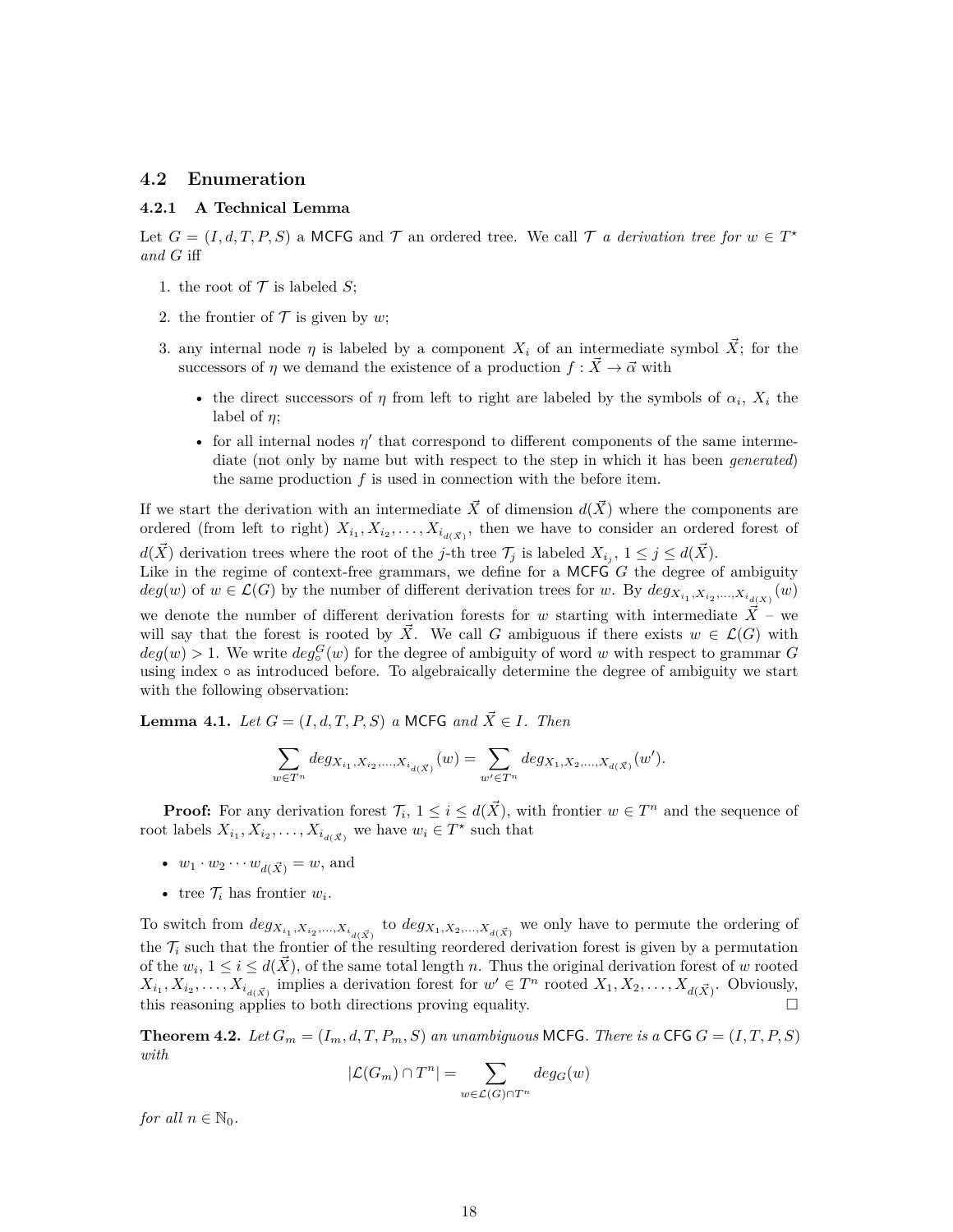## 4.2 Enumeration

### 4.2.1 A Technical Lemma

Let $G = (I, d, T, P, S)$ a MCFG and $\mathcal{T}$ an ordered tree. We call $\mathcal{T}$ *a derivation tree for* $w \in T^\star$ *and* $G$ iff

1. the root of $\mathcal{T}$ is labeled $S$;
2. the frontier of $\mathcal{T}$ is given by $w$;
3. any internal node $\eta$ is labeled by a component $X_i$ of an intermediate symbol $\vec{X}$; for the successors of $\eta$ we demand the existence of a production $f : \vec{X} \to \vec{\alpha}$ with
   - the direct successors of $\eta$ from left to right are labeled by the symbols of $\alpha_i$, $X_i$ the label of $\eta$;
   - for all internal nodes $\eta'$ that correspond to different components of the same intermediate (not only by name but with respect to the step in which it has been *generated*) the same production $f$ is used in connection with the before item.

If we start the derivation with an intermediate $\vec{X}$ of dimension $d(\vec{X})$ where the components are ordered (from left to right) $X_{i_1}, X_{i_2}, \ldots, X_{i_{d(\vec{X})}}$, then we have to consider an ordered forest of $d(\vec{X})$ derivation trees where the root of the $j$-th tree $\mathcal{T}_j$ is labeled $X_{i_j}$, $1 \leq j \leq d(\vec{X})$.
Like in the regime of context-free grammars, we define for a MCFG $G$ the degree of ambiguity $deg(w)$ of $w \in \mathcal{L}(G)$ by the number of different derivation trees for $w$. By $deg_{X_{i_1}, X_{i_2}, \ldots, X_{i_{d(X)}}}(w)$ we denote the number of different derivation forests for $w$ starting with intermediate $\vec{X}$ – we will say that the forest is rooted by $\vec{X}$. We call $G$ ambiguous if there exists $w \in \mathcal{L}(G)$ with $deg(w) > 1$. We write $deg_\circ^G(w)$ for the degree of ambiguity of word $w$ with respect to grammar $G$ using index $\circ$ as introduced before. To algebraically determine the degree of ambiguity we start with the following observation:

**Lemma 4.1.** *Let $G = (I, d, T, P, S)$ a MCFG and $\vec{X} \in I$. Then*

$$\sum_{w \in T^n} deg_{X_{i_1}, X_{i_2}, \ldots, X_{i_{d(\vec{X})}}}(w) = \sum_{w' \in T^n} deg_{X_1, X_2, \ldots, X_{d(\vec{X})}}(w').$$

**Proof:** For any derivation forest $\mathcal{T}_i$, $1 \leq i \leq d(\vec{X})$, with frontier $w \in T^n$ and the sequence of root labels $X_{i_1}, X_{i_2}, \ldots, X_{i_{d(\vec{X})}}$ we have $w_i \in T^\star$ such that

- $w_1 \cdot w_2 \cdots w_{d(\vec{X})} = w$, and
- tree $\mathcal{T}_i$ has frontier $w_i$.

To switch from $deg_{X_{i_1}, X_{i_2}, \ldots, X_{i_{d(\vec{X})}}}$ to $deg_{X_1, X_2, \ldots, X_{d(\vec{X})}}$ we only have to permute the ordering of the $\mathcal{T}_i$ such that the frontier of the resulting reordered derivation forest is given by a permutation of the $w_i$, $1 \leq i \leq d(\vec{X})$, of the same total length $n$. Thus the original derivation forest of $w$ rooted $X_{i_1}, X_{i_2}, \ldots, X_{i_{d(\vec{X})}}$ implies a derivation forest for $w' \in T^n$ rooted $X_1, X_2, \ldots, X_{d(\vec{X})}$. Obviously, this reasoning applies to both directions proving equality. □

**Theorem 4.2.** *Let $G_m = (I_m, d, T, P_m, S)$ an unambiguous MCFG. There is a CFG $G = (I, T, P, S)$ with*

$$|\mathcal{L}(G_m) \cap T^n| = \sum_{w \in \mathcal{L}(G) \cap T^n} deg_G(w)$$

*for all $n \in \mathbb{N}_0$.*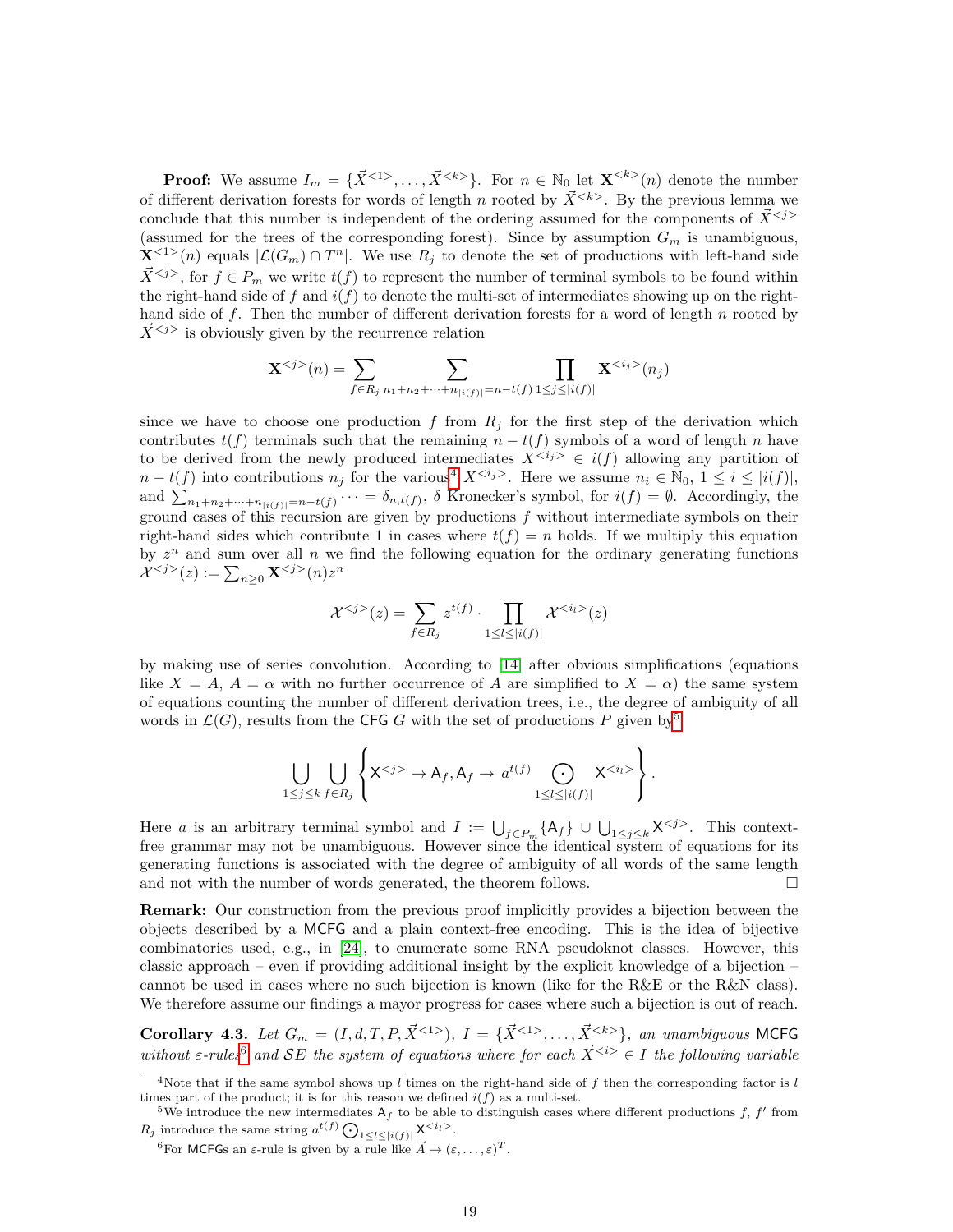**Proof:** We assume $I_m = \{\vec{X}^{<1>}, \dots, \vec{X}^{<k>}\}$. For $n \in \mathbb{N}_0$ let $\mathbf{X}^{<k>}(n)$ denote the number of different derivation forests for words of length $n$ rooted by $\vec{X}^{<k>}$. By the previous lemma we conclude that this number is independent of the ordering assumed for the components of $\vec{X}^{<j>}$ (assumed for the trees of the corresponding forest). Since by assumption $G_m$ is unambiguous, $\mathbf{X}^{<1>}(n)$ equals $|\mathcal{L}(G_m) \cap T^n|$. We use $R_j$ to denote the set of productions with left-hand side $\vec{X}^{<j>}$, for $f \in P_m$ we write $t(f)$ to represent the number of terminal symbols to be found within the right-hand side of $f$ and $i(f)$ to denote the multi-set of intermediates showing up on the right-hand side of $f$. Then the number of different derivation forests for a word of length $n$ rooted by $\vec{X}^{<j>}$ is obviously given by the recurrence relation

$$\mathbf{X}^{<j>}(n) = \sum_{f \in R_j} \sum_{n_1+n_2+\cdots+n_{|i(f)|}=n-t(f)} \prod_{1 \le j \le |i(f)|} \mathbf{X}^{<i_j>}(n_j)$$

since we have to choose one production $f$ from $R_j$ for the first step of the derivation which contributes $t(f)$ terminals such that the remaining $n - t(f)$ symbols of a word of length $n$ have to be derived from the newly produced intermediates $X^{<i_j>} \in i(f)$ allowing any partition of $n - t(f)$ into contributions $n_j$ for the various[4] $X^{<i_j>}$. Here we assume $n_i \in \mathbb{N}_0$, $1 \le i \le |i(f)|$, and $\sum_{n_1+n_2+\cdots+n_{|i(f)|}=n-t(f)} \cdots = \delta_{n,t(f)}$, $\delta$ Kronecker's symbol, for $i(f) = \emptyset$. Accordingly, the ground cases of this recursion are given by productions $f$ without intermediate symbols on their right-hand sides which contribute 1 in cases where $t(f) = n$ holds. If we multiply this equation by $z^n$ and sum over all $n$ we find the following equation for the ordinary generating functions $\mathcal{X}^{<j>}(z) := \sum_{n \ge 0} \mathbf{X}^{<j>}(n) z^n$

$$\mathcal{X}^{<j>}(z) = \sum_{f \in R_j} z^{t(f)} \cdot \prod_{1 \le l \le |i(f)|} \mathcal{X}^{<i_l>}(z)$$

by making use of series convolution. According to [14] after obvious simplifications (equations like $X = A$, $A = \alpha$ with no further occurrence of $A$ are simplified to $X = \alpha$) the same system of equations counting the number of different derivation trees, i.e., the degree of ambiguity of all words in $\mathcal{L}(G)$, results from the CFG $G$ with the set of productions $P$ given by[5]

$$\bigcup_{1 \le j \le k} \bigcup_{f \in R_j} \left\{ \mathsf{X}^{<j>} \to \mathsf{A}_f, \mathsf{A}_f \to a^{t(f)} \bigodot_{1 \le l \le |i(f)|} \mathsf{X}^{<i_l>} \right\}.$$

Here $a$ is an arbitrary terminal symbol and $I := \bigcup_{f \in P_m} \{\mathsf{A}_f\} \cup \bigcup_{1 \le j \le k} \mathsf{X}^{<j>}$. This context-free grammar may not be unambiguous. However since the identical system of equations for its generating functions is associated with the degree of ambiguity of all words of the same length and not with the number of words generated, the theorem follows. $\square$

**Remark:** Our construction from the previous proof implicitly provides a bijection between the objects described by a MCFG and a plain context-free encoding. This is the idea of bijective combinatorics used, e.g., in [24], to enumerate some RNA pseudoknot classes. However, this classic approach – even if providing additional insight by the explicit knowledge of a bijection – cannot be used in cases where no such bijection is known (like for the R&E or the R&N class). We therefore assume our findings a mayor progress for cases where such a bijection is out of reach.

**Corollary 4.3.** *Let $G_m = (I, d, T, P, \vec{X}^{<1>})$, $I = \{\vec{X}^{<1>}, \dots, \vec{X}^{<k>}\}$, an unambiguous MCFG without $\varepsilon$-rules[6] and $\mathcal{SE}$ the system of equations where for each $\vec{X}^{<i>} \in I$ the following variable*

---

[4] Note that if the same symbol shows up $l$ times on the right-hand side of $f$ then the corresponding factor is $l$ times part of the product; it is for this reason we defined $i(f)$ as a multi-set.

[5] We introduce the new intermediates $\mathsf{A}_f$ to be able to distinguish cases where different productions $f$, $f'$ from $R_j$ introduce the same string $a^{t(f)} \bigodot_{1 \le l \le |i(f)|} \mathsf{X}^{<i_l>}$.

[6] For MCFGs an $\varepsilon$-rule is given by a rule like $\vec{A} \to (\varepsilon, \dots, \varepsilon)^T$.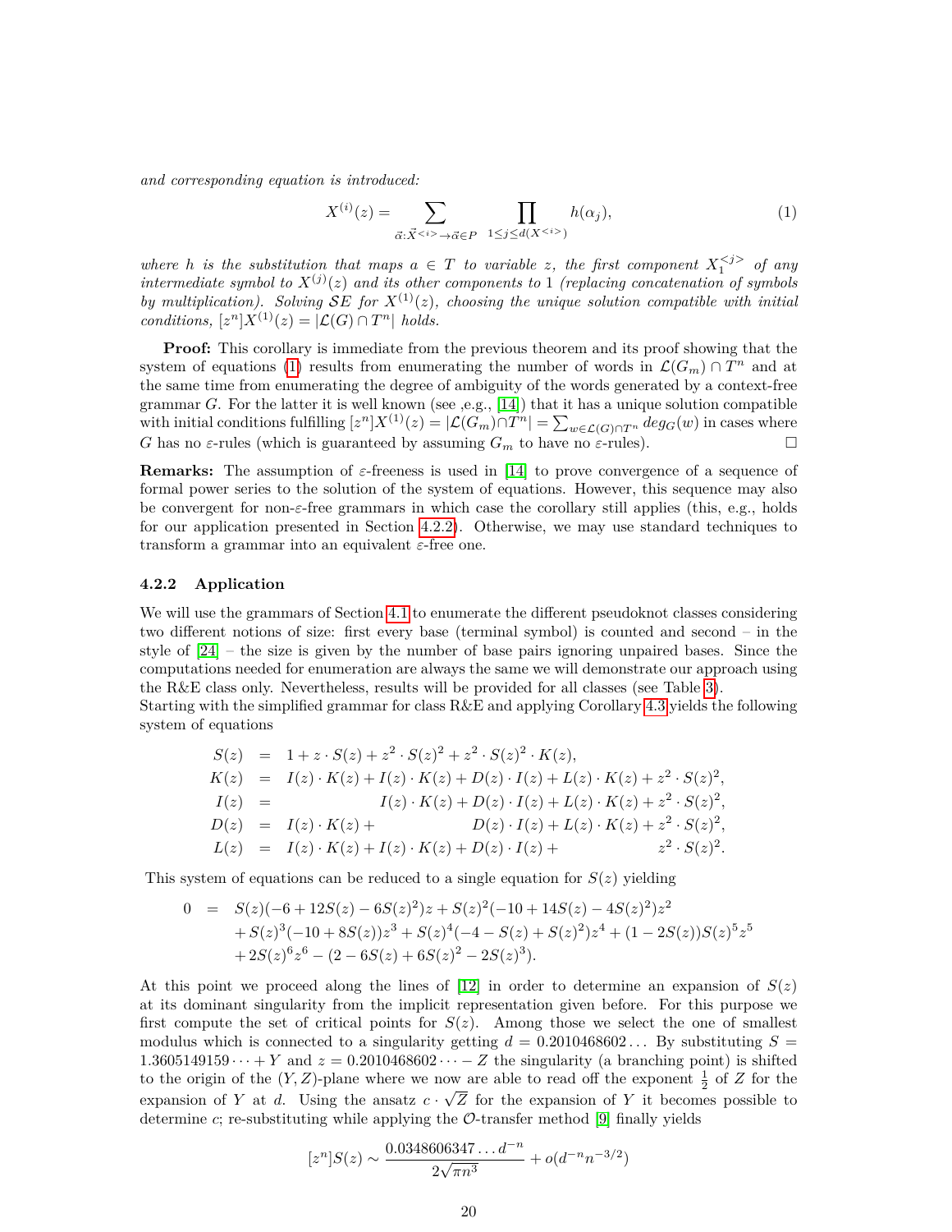*and corresponding equation is introduced:*

$$X^{(i)}(z) = \sum_{\vec{\alpha}:\vec{X}^{<i>} \to \vec{\alpha} \in P} \prod_{1 \leq j \leq d(X^{<i>})} h(\alpha_j), \tag{1}$$

*where $h$ is the substitution that maps $a \in T$ to variable $z$, the first component $X_1^{<j>}$ of any intermediate symbol to $X^{(j)}(z)$ and its other components to 1 (replacing concatenation of symbols by multiplication). Solving $\mathcal{SE}$ for $X^{(1)}(z)$, choosing the unique solution compatible with initial conditions, $[z^n]X^{(1)}(z) = |\mathcal{L}(G) \cap T^n|$ holds.*

**Proof:** This corollary is immediate from the previous theorem and its proof showing that the system of equations (1) results from enumerating the number of words in $\mathcal{L}(G_m) \cap T^n$ and at the same time from enumerating the degree of ambiguity of the words generated by a context-free grammar $G$. For the latter it is well known (see ,e.g., [14]) that it has a unique solution compatible with initial conditions fulfilling $[z^n]X^{(1)}(z) = |\mathcal{L}(G_m) \cap T^n| = \sum_{w \in \mathcal{L}(G) \cap T^n} deg_G(w)$ in cases where $G$ has no $\varepsilon$-rules (which is guaranteed by assuming $G_m$ to have no $\varepsilon$-rules). □

**Remarks:** The assumption of $\varepsilon$-freeness is used in [14] to prove convergence of a sequence of formal power series to the solution of the system of equations. However, this sequence may also be convergent for non-$\varepsilon$-free grammars in which case the corollary still applies (this, e.g., holds for our application presented in Section 4.2.2). Otherwise, we may use standard techniques to transform a grammar into an equivalent $\varepsilon$-free one.

### 4.2.2 Application

We will use the grammars of Section 4.1 to enumerate the different pseudoknot classes considering two different notions of size: first every base (terminal symbol) is counted and second – in the style of [24] – the size is given by the number of base pairs ignoring unpaired bases. Since the computations needed for enumeration are always the same we will demonstrate our approach using the R&E class only. Nevertheless, results will be provided for all classes (see Table 3).
Starting with the simplified grammar for class R&E and applying Corollary 4.3 yields the following system of equations

$$\begin{aligned}
S(z) &= 1 + z \cdot S(z) + z^2 \cdot S(z)^2 + z^2 \cdot S(z)^2 \cdot K(z),\\
K(z) &= I(z) \cdot K(z) + I(z) \cdot K(z) + D(z) \cdot I(z) + L(z) \cdot K(z) + z^2 \cdot S(z)^2,\\
I(z) &= I(z) \cdot K(z) + D(z) \cdot I(z) + L(z) \cdot K(z) + z^2 \cdot S(z)^2,\\
D(z) &= I(z) \cdot K(z) + D(z) \cdot I(z) + L(z) \cdot K(z) + z^2 \cdot S(z)^2,\\
L(z) &= I(z) \cdot K(z) + I(z) \cdot K(z) + D(z) \cdot I(z) + z^2 \cdot S(z)^2.
\end{aligned}$$

This system of equations can be reduced to a single equation for $S(z)$ yielding

$$\begin{aligned}
0 \;=\;& S(z)(-6 + 12S(z) - 6S(z)^2)z + S(z)^2(-10 + 14S(z) - 4S(z)^2)z^2\\
&+ S(z)^3(-10 + 8S(z))z^3 + S(z)^4(-4 - S(z) + S(z)^2)z^4 + (1 - 2S(z))S(z)^5 z^5\\
&+ 2S(z)^6 z^6 - (2 - 6S(z) + 6S(z)^2 - 2S(z)^3).
\end{aligned}$$

At this point we proceed along the lines of [12] in order to determine an expansion of $S(z)$ at its dominant singularity from the implicit representation given before. For this purpose we first compute the set of critical points for $S(z)$. Among those we select the one of smallest modulus which is connected to a singularity getting $d = 0.2010468602\dots$ By substituting $S = 1.3605149159\dots + Y$ and $z = 0.2010468602\dots - Z$ the singularity (a branching point) is shifted to the origin of the $(Y,Z)$-plane where we now are able to read off the exponent $\frac{1}{2}$ of $Z$ for the expansion of $Y$ at $d$. Using the ansatz $c \cdot \sqrt{Z}$ for the expansion of $Y$ it becomes possible to determine $c$; re-substituting while applying the $\mathcal{O}$-transfer method [9] finally yields

$$[z^n]S(z) \sim \frac{0.0348606347\dots d^{-n}}{2\sqrt{\pi n^3}} + o(d^{-n}n^{-3/2})$$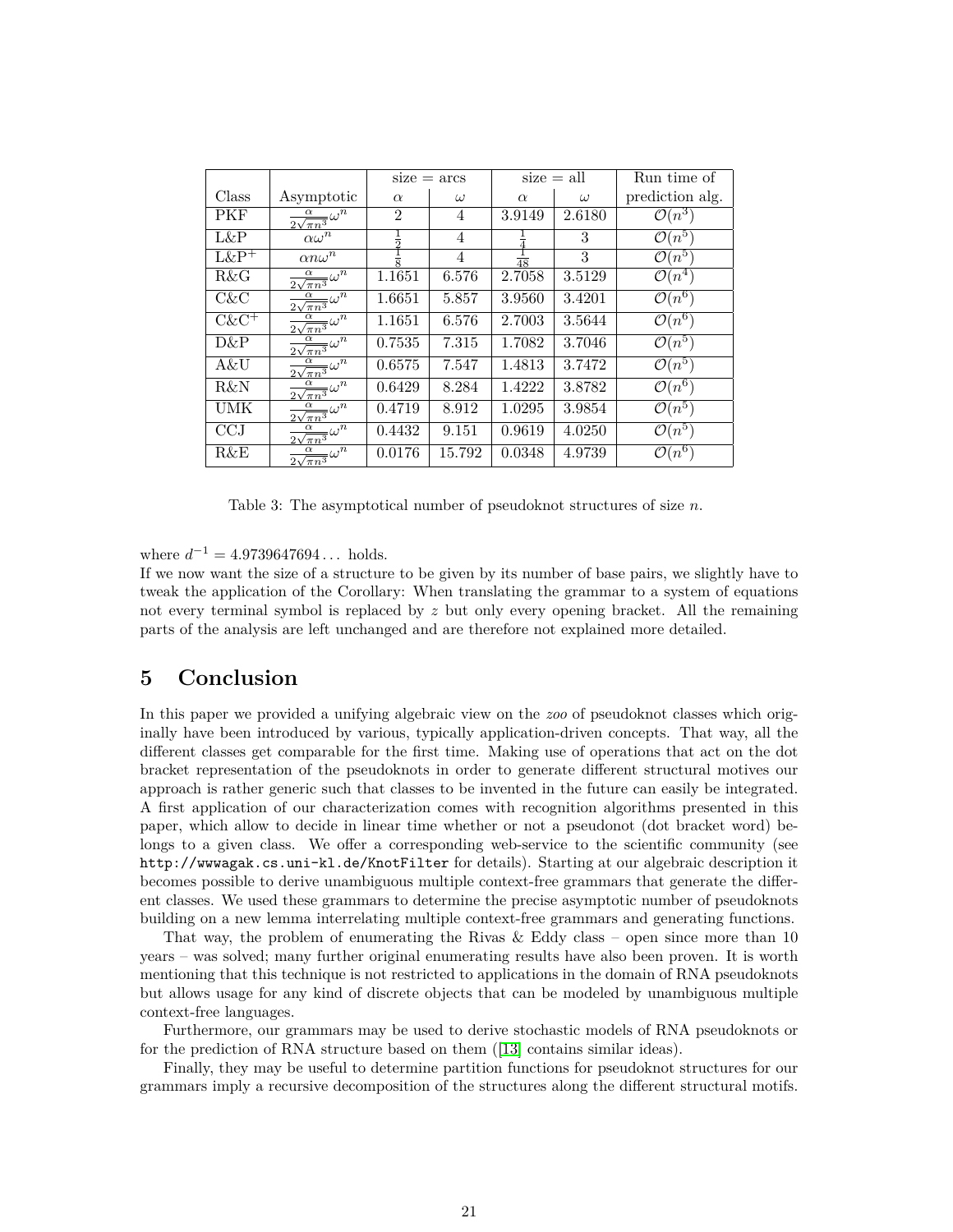| Class | Asymptotic | size = arcs | | size = all | | Run time of |
|---|---|---|---|---|---|---|
| | | $\alpha$ | $\omega$ | $\alpha$ | $\omega$ | prediction alg. |
| PKF | $\frac{\alpha}{2\sqrt{\pi n^3}}\omega^n$ | 2 | 4 | 3.9149 | 2.6180 | $\mathcal{O}(n^3)$ |
| L&P | $\alpha\omega^n$ | $\frac{1}{2}$ | 4 | $\frac{1}{4}$ | 3 | $\mathcal{O}(n^5)$ |
| L&P$^+$ | $\alpha n\omega^n$ | $\frac{1}{8}$ | 4 | $\frac{1}{48}$ | 3 | $\mathcal{O}(n^5)$ |
| R&G | $\frac{\alpha}{2\sqrt{\pi n^3}}\omega^n$ | 1.1651 | 6.576 | 2.7058 | 3.5129 | $\mathcal{O}(n^4)$ |
| C&C | $\frac{\alpha}{2\sqrt{\pi n^3}}\omega^n$ | 1.6651 | 5.857 | 3.9560 | 3.4201 | $\mathcal{O}(n^6)$ |
| C&C$^+$ | $\frac{\alpha}{2\sqrt{\pi n^3}}\omega^n$ | 1.1651 | 6.576 | 2.7003 | 3.5644 | $\mathcal{O}(n^6)$ |
| D&P | $\frac{\alpha}{2\sqrt{\pi n^3}}\omega^n$ | 0.7535 | 7.315 | 1.7082 | 3.7046 | $\mathcal{O}(n^5)$ |
| A&U | $\frac{\alpha}{2\sqrt{\pi n^3}}\omega^n$ | 0.6575 | 7.547 | 1.4813 | 3.7472 | $\mathcal{O}(n^5)$ |
| R&N | $\frac{\alpha}{2\sqrt{\pi n^3}}\omega^n$ | 0.6429 | 8.284 | 1.4222 | 3.8782 | $\mathcal{O}(n^6)$ |
| UMK | $\frac{\alpha}{2\sqrt{\pi n^3}}\omega^n$ | 0.4719 | 8.912 | 1.0295 | 3.9854 | $\mathcal{O}(n^5)$ |
| CCJ | $\frac{\alpha}{2\sqrt{\pi n^3}}\omega^n$ | 0.4432 | 9.151 | 0.9619 | 4.0250 | $\mathcal{O}(n^5)$ |
| R&E | $\frac{\alpha}{2\sqrt{\pi n^3}}\omega^n$ | 0.0176 | 15.792 | 0.0348 | 4.9739 | $\mathcal{O}(n^6)$ |

Table 3: The asymptotical number of pseudoknot structures of size $n$.

where $d^{-1} = 4.9739647694\ldots$ holds.

If we now want the size of a structure to be given by its number of base pairs, we slightly have to tweak the application of the Corollary: When translating the grammar to a system of equations not every terminal symbol is replaced by $z$ but only every opening bracket. All the remaining parts of the analysis are left unchanged and are therefore not explained more detailed.

# 5 Conclusion

In this paper we provided a unifying algebraic view on the *zoo* of pseudoknot classes which originally have been introduced by various, typically application-driven concepts. That way, all the different classes get comparable for the first time. Making use of operations that act on the dot bracket representation of the pseudoknots in order to generate different structural motives our approach is rather generic such that classes to be invented in the future can easily be integrated. A first application of our characterization comes with recognition algorithms presented in this paper, which allow to decide in linear time whether or not a pseudonot (dot bracket word) belongs to a given class. We offer a corresponding web-service to the scientific community (see `http://wwwagak.cs.uni-kl.de/KnotFilter` for details). Starting at our algebraic description it becomes possible to derive unambiguous multiple context-free grammars that generate the different classes. We used these grammars to determine the precise asymptotic number of pseudoknots building on a new lemma interrelating multiple context-free grammars and generating functions.

That way, the problem of enumerating the Rivas & Eddy class – open since more than 10 years – was solved; many further original enumerating results have also been proven. It is worth mentioning that this technique is not restricted to applications in the domain of RNA pseudoknots but allows usage for any kind of discrete objects that can be modeled by unambiguous multiple context-free languages.

Furthermore, our grammars may be used to derive stochastic models of RNA pseudoknots or for the prediction of RNA structure based on them ([13] contains similar ideas).

Finally, they may be useful to determine partition functions for pseudoknot structures for our grammars imply a recursive decomposition of the structures along the different structural motifs.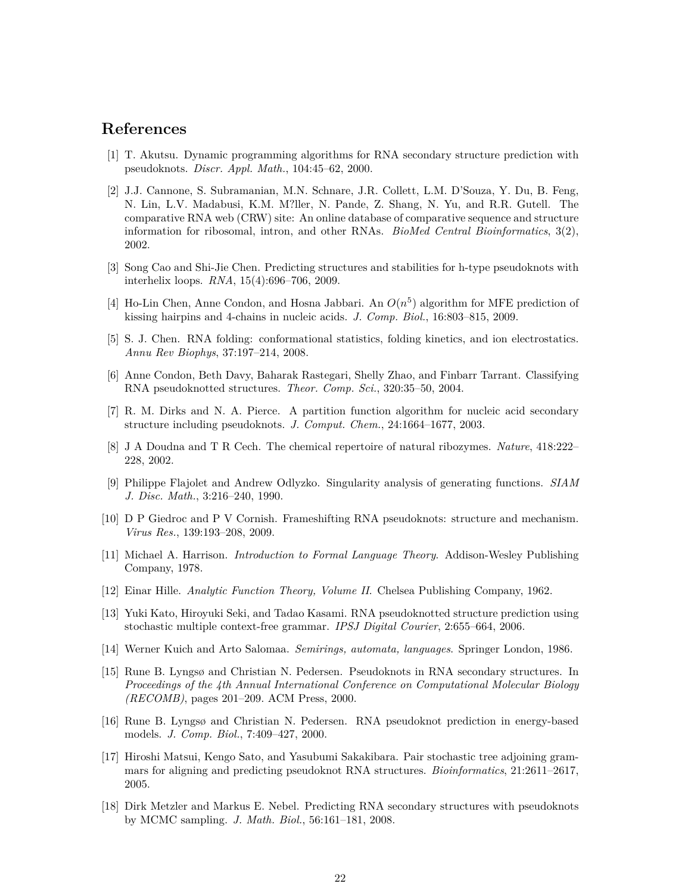## References

[1] T. Akutsu. Dynamic programming algorithms for RNA secondary structure prediction with pseudoknots. *Discr. Appl. Math.*, 104:45–62, 2000.

[2] J.J. Cannone, S. Subramanian, M.N. Schnare, J.R. Collett, L.M. D'Souza, Y. Du, B. Feng, N. Lin, L.V. Madabusi, K.M. M?ller, N. Pande, Z. Shang, N. Yu, and R.R. Gutell. The comparative RNA web (CRW) site: An online database of comparative sequence and structure information for ribosomal, intron, and other RNAs. *BioMed Central Bioinformatics*, 3(2), 2002.

[3] Song Cao and Shi-Jie Chen. Predicting structures and stabilities for h-type pseudoknots with interhelix loops. *RNA*, 15(4):696–706, 2009.

[4] Ho-Lin Chen, Anne Condon, and Hosna Jabbari. An $O(n^5)$ algorithm for MFE prediction of kissing hairpins and 4-chains in nucleic acids. *J. Comp. Biol.*, 16:803–815, 2009.

[5] S. J. Chen. RNA folding: conformational statistics, folding kinetics, and ion electrostatics. *Annu Rev Biophys*, 37:197–214, 2008.

[6] Anne Condon, Beth Davy, Baharak Rastegari, Shelly Zhao, and Finbarr Tarrant. Classifying RNA pseudoknotted structures. *Theor. Comp. Sci.*, 320:35–50, 2004.

[7] R. M. Dirks and N. A. Pierce. A partition function algorithm for nucleic acid secondary structure including pseudoknots. *J. Comput. Chem.*, 24:1664–1677, 2003.

[8] J A Doudna and T R Cech. The chemical repertoire of natural ribozymes. *Nature*, 418:222–228, 2002.

[9] Philippe Flajolet and Andrew Odlyzko. Singularity analysis of generating functions. *SIAM J. Disc. Math.*, 3:216–240, 1990.

[10] D P Giedroc and P V Cornish. Frameshifting RNA pseudoknots: structure and mechanism. *Virus Res.*, 139:193–208, 2009.

[11] Michael A. Harrison. *Introduction to Formal Language Theory*. Addison-Wesley Publishing Company, 1978.

[12] Einar Hille. *Analytic Function Theory, Volume II*. Chelsea Publishing Company, 1962.

[13] Yuki Kato, Hiroyuki Seki, and Tadao Kasami. RNA pseudoknotted structure prediction using stochastic multiple context-free grammar. *IPSJ Digital Courier*, 2:655–664, 2006.

[14] Werner Kuich and Arto Salomaa. *Semirings, automata, languages*. Springer London, 1986.

[15] Rune B. Lyngsø and Christian N. Pedersen. Pseudoknots in RNA secondary structures. In *Proceedings of the 4th Annual International Conference on Computational Molecular Biology (RECOMB)*, pages 201–209. ACM Press, 2000.

[16] Rune B. Lyngsø and Christian N. Pedersen. RNA pseudoknot prediction in energy-based models. *J. Comp. Biol.*, 7:409–427, 2000.

[17] Hiroshi Matsui, Kengo Sato, and Yasubumi Sakakibara. Pair stochastic tree adjoining grammars for aligning and predicting pseudoknot RNA structures. *Bioinformatics*, 21:2611–2617, 2005.

[18] Dirk Metzler and Markus E. Nebel. Predicting RNA secondary structures with pseudoknots by MCMC sampling. *J. Math. Biol.*, 56:161–181, 2008.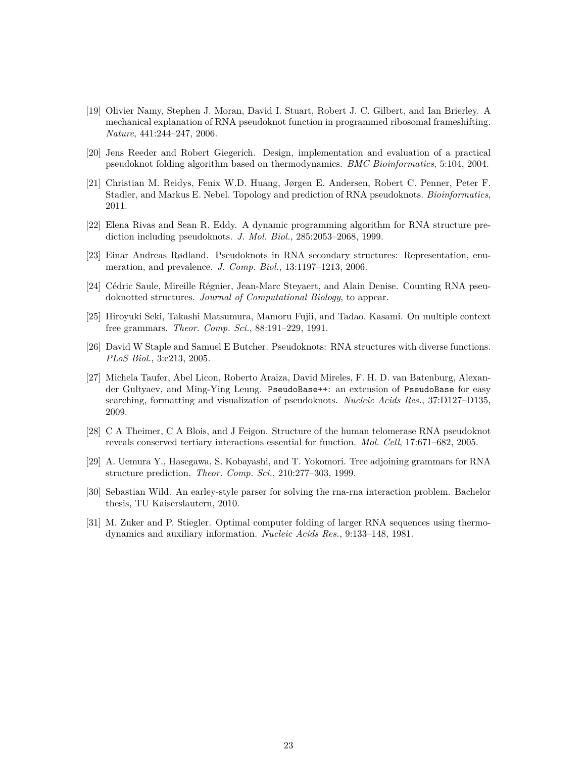[19] Olivier Namy, Stephen J. Moran, David I. Stuart, Robert J. C. Gilbert, and Ian Brierley. A mechanical explanation of RNA pseudoknot function in programmed ribosomal frameshifting. *Nature*, 441:244–247, 2006.

[20] Jens Reeder and Robert Giegerich. Design, implementation and evaluation of a practical pseudoknot folding algorithm based on thermodynamics. *BMC Bioinformatics*, 5:104, 2004.

[21] Christian M. Reidys, Fenix W.D. Huang, Jørgen E. Andersen, Robert C. Penner, Peter F. Stadler, and Markus E. Nebel. Topology and prediction of RNA pseudoknots. *Bioinformatics*, 2011.

[22] Elena Rivas and Sean R. Eddy. A dynamic programming algorithm for RNA structure prediction including pseudoknots. *J. Mol. Biol.*, 285:2053–2068, 1999.

[23] Einar Andreas Rødland. Pseudoknots in RNA secondary structures: Representation, enumeration, and prevalence. *J. Comp. Biol.*, 13:1197–1213, 2006.

[24] Cédric Saule, Mireille Régnier, Jean-Marc Steyaert, and Alain Denise. Counting RNA pseudoknotted structures. *Journal of Computational Biology*, to appear.

[25] Hiroyuki Seki, Takashi Matsumura, Mamoru Fujii, and Tadao. Kasami. On multiple context free grammars. *Theor. Comp. Sci.*, 88:191–229, 1991.

[26] David W Staple and Samuel E Butcher. Pseudoknots: RNA structures with diverse functions. *PLoS Biol.*, 3:e213, 2005.

[27] Michela Taufer, Abel Licon, Roberto Araiza, David Mireles, F. H. D. van Batenburg, Alexander Gultyaev, and Ming-Ying Leung. `PseudoBase++`: an extension of `PseudoBase` for easy searching, formatting and visualization of pseudoknots. *Nucleic Acids Res.*, 37:D127–D135, 2009.

[28] C A Theimer, C A Blois, and J Feigon. Structure of the human telomerase RNA pseudoknot reveals conserved tertiary interactions essential for function. *Mol. Cell*, 17:671–682, 2005.

[29] A. Uemura Y., Hasegawa, S. Kobayashi, and T. Yokomori. Tree adjoining grammars for RNA structure prediction. *Theor. Comp. Sci.*, 210:277–303, 1999.

[30] Sebastian Wild. An earley-style parser for solving the rna-rna interaction problem. Bachelor thesis, TU Kaiserslautern, 2010.

[31] M. Zuker and P. Stiegler. Optimal computer folding of larger RNA sequences using thermodynamics and auxiliary information. *Nucleic Acids Res.*, 9:133–148, 1981.